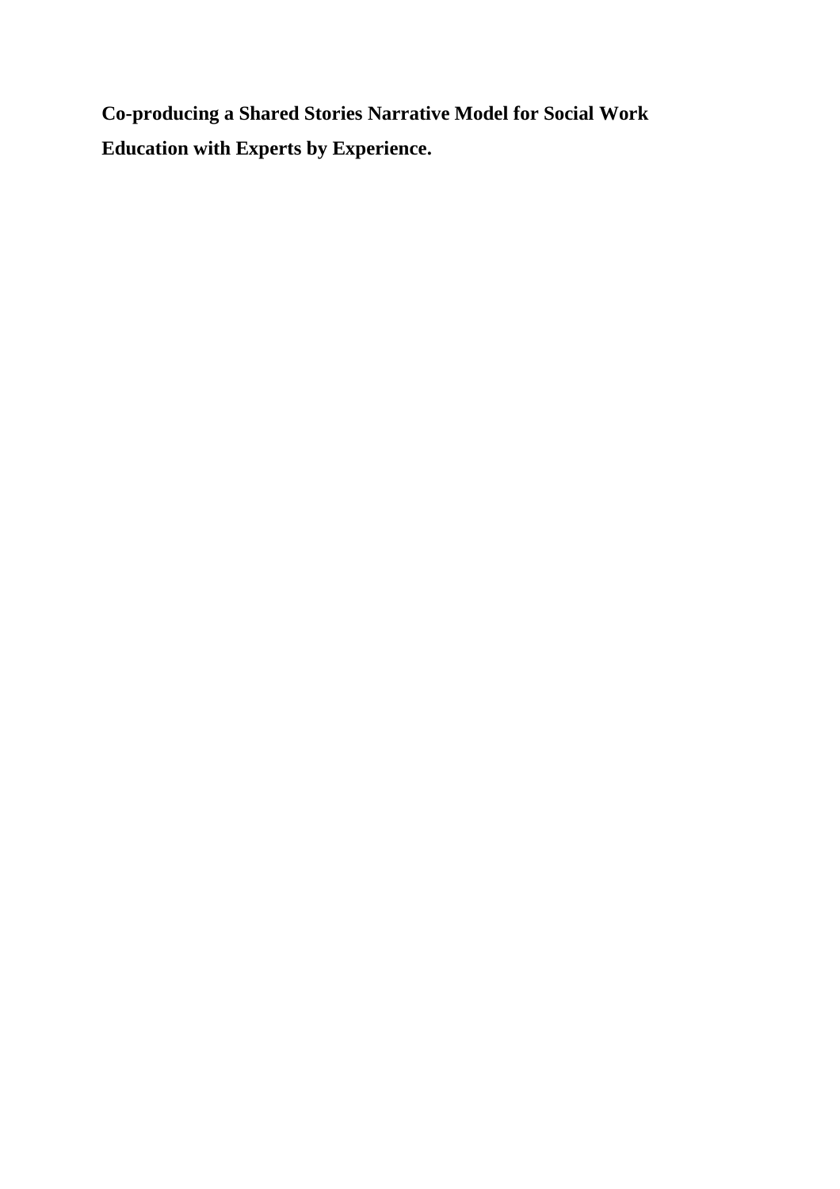# Co-producing a Shared Stories Narrative Model for Social Work Education with Experts by Experience.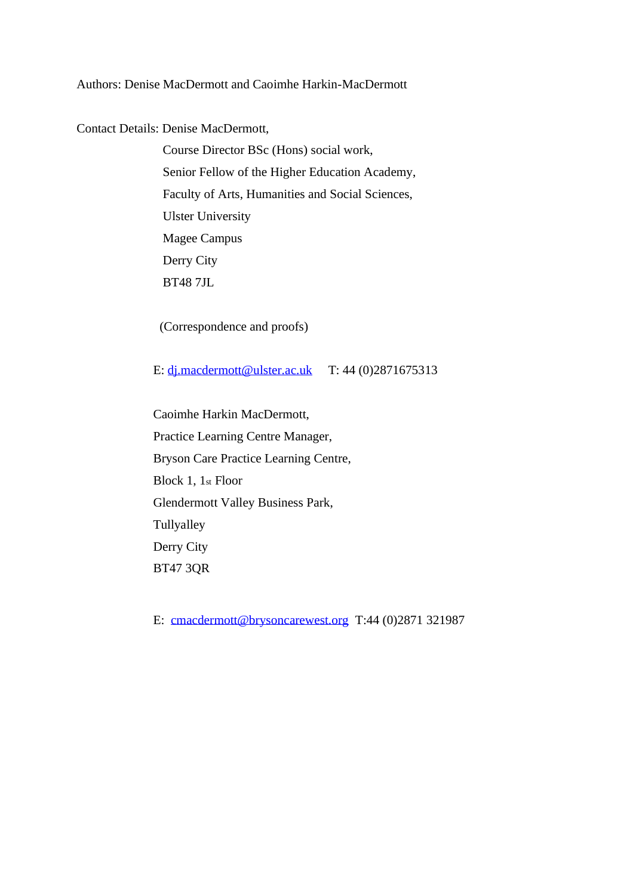Authors: Denise MacDermott and Caoimhe Harkin-MacDermott

Contact Details: Denise MacDermott,

Course Director BSc (Hons) social work,

Senior Fellow of the Higher Education Academy,

Faculty of Arts, Humanities and Social Sciences,

Ulster University

Magee Campus

Derry City

BT48 7JL

(Correspondence and proofs)

E: dj.macdermott@ulster.ac.uk T: 44 (0)2871675313

Caoimhe Harkin MacDermott,

Practice Learning Centre Manager,

Bryson Care Practice Learning Centre,

Block 1, 1st Floor

Glendermott Valley Business Park,

Tullyalley

Derry City

BT47 3QR

E: cmacdermott@brysoncarewest.org T:44 (0)2871 321987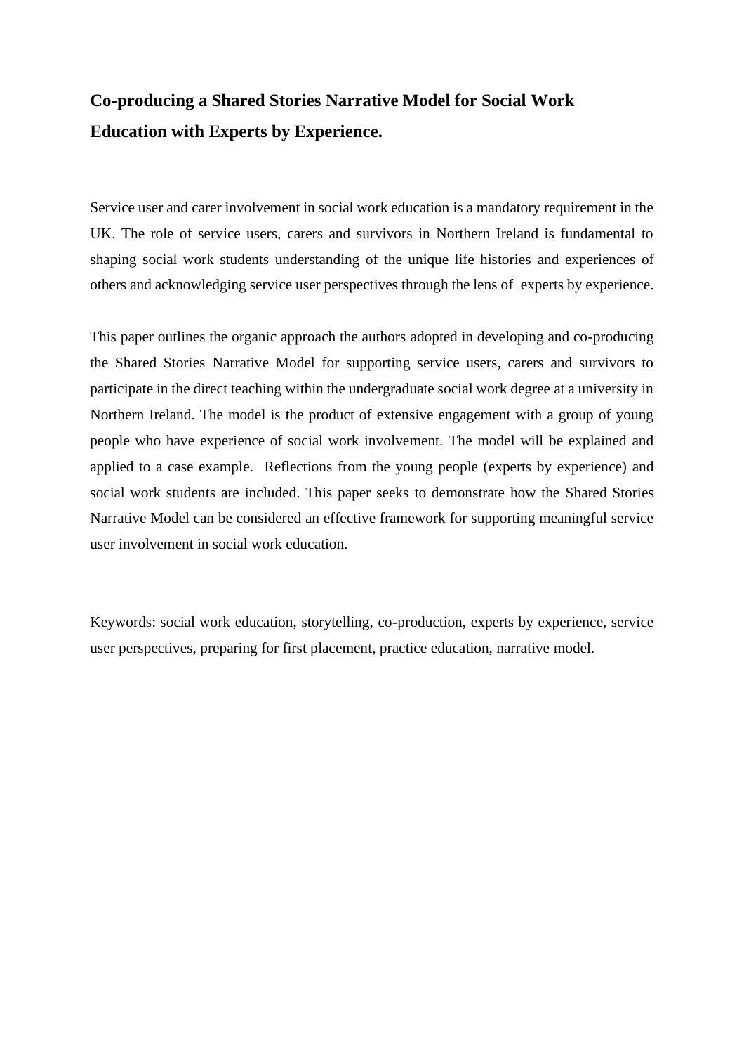# Co-producing a Shared Stories Narrative Model for Social Work Education with Experts by Experience.

Service user and carer involvement in social work education is a mandatory requirement in the UK. The role of service users, carers and survivors in Northern Ireland is fundamental to shaping social work students understanding of the unique life histories and experiences of others and acknowledging service user perspectives through the lens of experts by experience.

This paper outlines the organic approach the authors adopted in developing and co-producing the Shared Stories Narrative Model for supporting service users, carers and survivors to participate in the direct teaching within the undergraduate social work degree at a university in Northern Ireland. The model is the product of extensive engagement with a group of young people who have experience of social work involvement. The model will be explained and applied to a case example. Reflections from the young people (experts by experience) and social work students are included. This paper seeks to demonstrate how the Shared Stories Narrative Model can be considered an effective framework for supporting meaningful service user involvement in social work education.

Keywords: social work education, storytelling, co-production, experts by experience, service user perspectives, preparing for first placement, practice education, narrative model.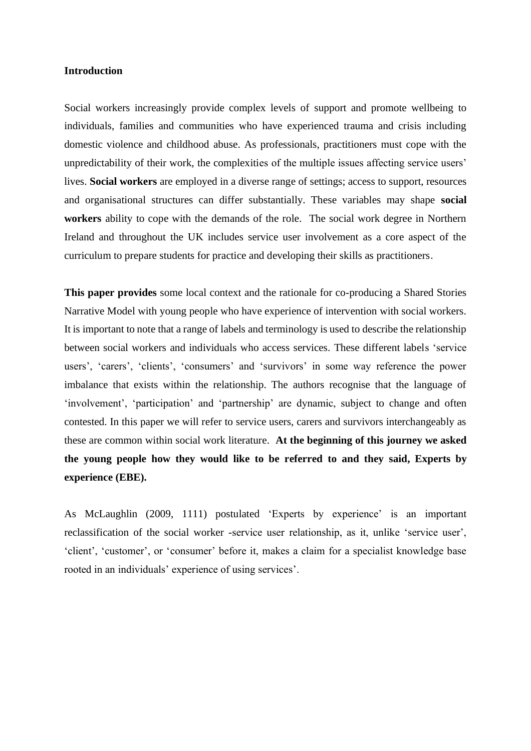**Introduction**

Social workers increasingly provide complex levels of support and promote wellbeing to individuals, families and communities who have experienced trauma and crisis including domestic violence and childhood abuse. As professionals, practitioners must cope with the unpredictability of their work, the complexities of the multiple issues affecting service users' lives. **Social workers** are employed in a diverse range of settings; access to support, resources and organisational structures can differ substantially. These variables may shape **social workers** ability to cope with the demands of the role. The social work degree in Northern Ireland and throughout the UK includes service user involvement as a core aspect of the curriculum to prepare students for practice and developing their skills as practitioners.

**This paper provides** some local context and the rationale for co-producing a Shared Stories Narrative Model with young people who have experience of intervention with social workers. It is important to note that a range of labels and terminology is used to describe the relationship between social workers and individuals who access services. These different labels 'service users', 'carers', 'clients', 'consumers' and 'survivors' in some way reference the power imbalance that exists within the relationship. The authors recognise that the language of 'involvement', 'participation' and 'partnership' are dynamic, subject to change and often contested. In this paper we will refer to service users, carers and survivors interchangeably as these are common within social work literature. **At the beginning of this journey we asked the young people how they would like to be referred to and they said, Experts by experience (EBE).**

As McLaughlin (2009, 1111) postulated 'Experts by experience' is an important reclassification of the social worker -service user relationship, as it, unlike 'service user', 'client', 'customer', or 'consumer' before it, makes a claim for a specialist knowledge base rooted in an individuals' experience of using services'.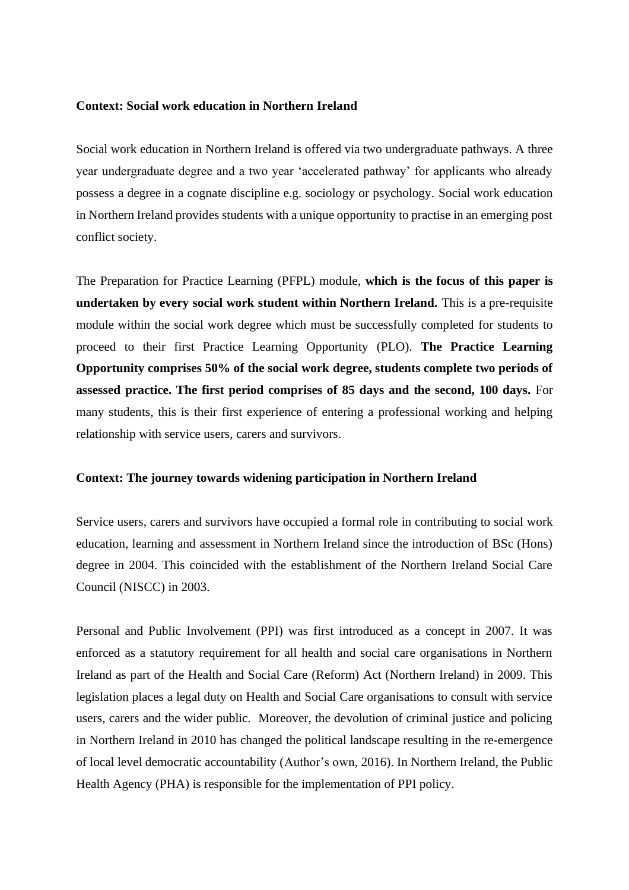**Context: Social work education in Northern Ireland**

Social work education in Northern Ireland is offered via two undergraduate pathways. A three year undergraduate degree and a two year 'accelerated pathway' for applicants who already possess a degree in a cognate discipline e.g. sociology or psychology. Social work education in Northern Ireland provides students with a unique opportunity to practise in an emerging post conflict society.

The Preparation for Practice Learning (PFPL) module, **which is the focus of this paper is undertaken by every social work student within Northern Ireland.** This is a pre-requisite module within the social work degree which must be successfully completed for students to proceed to their first Practice Learning Opportunity (PLO). **The Practice Learning Opportunity comprises 50% of the social work degree, students complete two periods of assessed practice. The first period comprises of 85 days and the second, 100 days.** For many students, this is their first experience of entering a professional working and helping relationship with service users, carers and survivors.

**Context: The journey towards widening participation in Northern Ireland**

Service users, carers and survivors have occupied a formal role in contributing to social work education, learning and assessment in Northern Ireland since the introduction of BSc (Hons) degree in 2004. This coincided with the establishment of the Northern Ireland Social Care Council (NISCC) in 2003.

Personal and Public Involvement (PPI) was first introduced as a concept in 2007. It was enforced as a statutory requirement for all health and social care organisations in Northern Ireland as part of the Health and Social Care (Reform) Act (Northern Ireland) in 2009. This legislation places a legal duty on Health and Social Care organisations to consult with service users, carers and the wider public. Moreover, the devolution of criminal justice and policing in Northern Ireland in 2010 has changed the political landscape resulting in the re-emergence of local level democratic accountability (Author's own, 2016). In Northern Ireland, the Public Health Agency (PHA) is responsible for the implementation of PPI policy.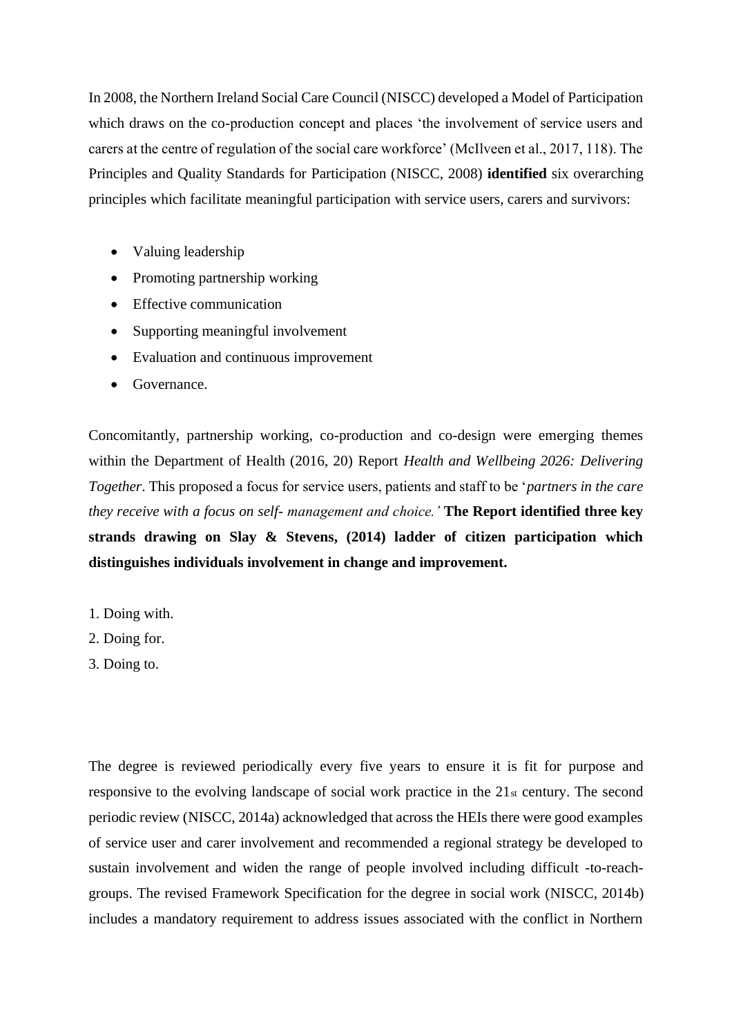In 2008, the Northern Ireland Social Care Council (NISCC) developed a Model of Participation which draws on the co-production concept and places 'the involvement of service users and carers at the centre of regulation of the social care workforce' (McIlveen et al., 2017, 118). The Principles and Quality Standards for Participation (NISCC, 2008) **identified** six overarching principles which facilitate meaningful participation with service users, carers and survivors:

- Valuing leadership
- Promoting partnership working
- Effective communication
- Supporting meaningful involvement
- Evaluation and continuous improvement
- Governance.

Concomitantly, partnership working, co-production and co-design were emerging themes within the Department of Health (2016, 20) Report *Health and Wellbeing 2026: Delivering Together*. This proposed a focus for service users, patients and staff to be '*partners in the care they receive with a focus on self- management and choice.'* **The Report identified three key strands drawing on Slay & Stevens, (2014) ladder of citizen participation which distinguishes individuals involvement in change and improvement.**

1. Doing with.
2. Doing for.
3. Doing to.

The degree is reviewed periodically every five years to ensure it is fit for purpose and responsive to the evolving landscape of social work practice in the 21st century. The second periodic review (NISCC, 2014a) acknowledged that across the HEIs there were good examples of service user and carer involvement and recommended a regional strategy be developed to sustain involvement and widen the range of people involved including difficult -to-reach-groups. The revised Framework Specification for the degree in social work (NISCC, 2014b) includes a mandatory requirement to address issues associated with the conflict in Northern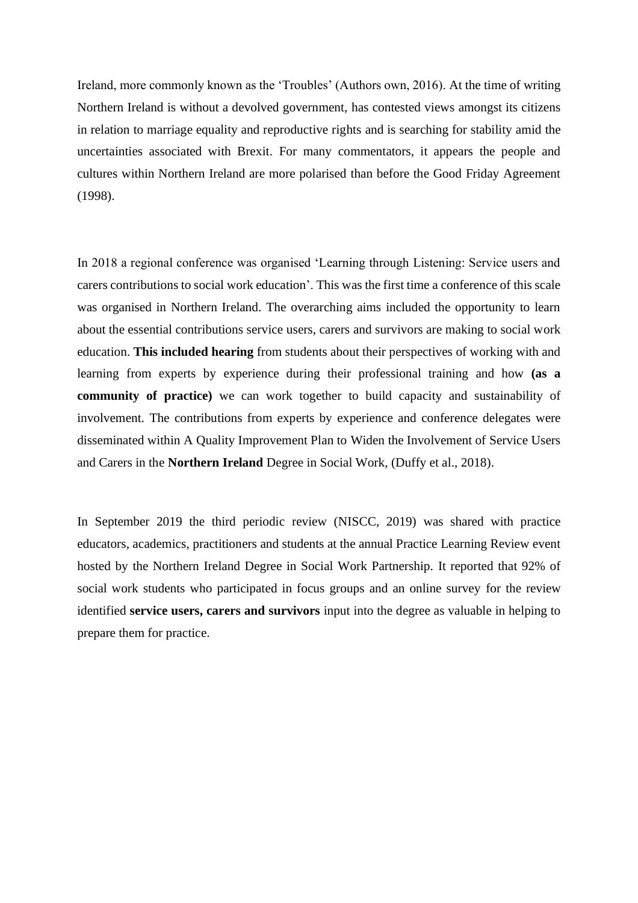Ireland, more commonly known as the 'Troubles' (Authors own, 2016). At the time of writing Northern Ireland is without a devolved government, has contested views amongst its citizens in relation to marriage equality and reproductive rights and is searching for stability amid the uncertainties associated with Brexit. For many commentators, it appears the people and cultures within Northern Ireland are more polarised than before the Good Friday Agreement (1998).

In 2018 a regional conference was organised 'Learning through Listening: Service users and carers contributions to social work education'. This was the first time a conference of this scale was organised in Northern Ireland. The overarching aims included the opportunity to learn about the essential contributions service users, carers and survivors are making to social work education. **This included hearing** from students about their perspectives of working with and learning from experts by experience during their professional training and how **(as a community of practice)** we can work together to build capacity and sustainability of involvement. The contributions from experts by experience and conference delegates were disseminated within A Quality Improvement Plan to Widen the Involvement of Service Users and Carers in the **Northern Ireland** Degree in Social Work, (Duffy et al., 2018).

In September 2019 the third periodic review (NISCC, 2019) was shared with practice educators, academics, practitioners and students at the annual Practice Learning Review event hosted by the Northern Ireland Degree in Social Work Partnership. It reported that 92% of social work students who participated in focus groups and an online survey for the review identified **service users, carers and survivors** input into the degree as valuable in helping to prepare them for practice.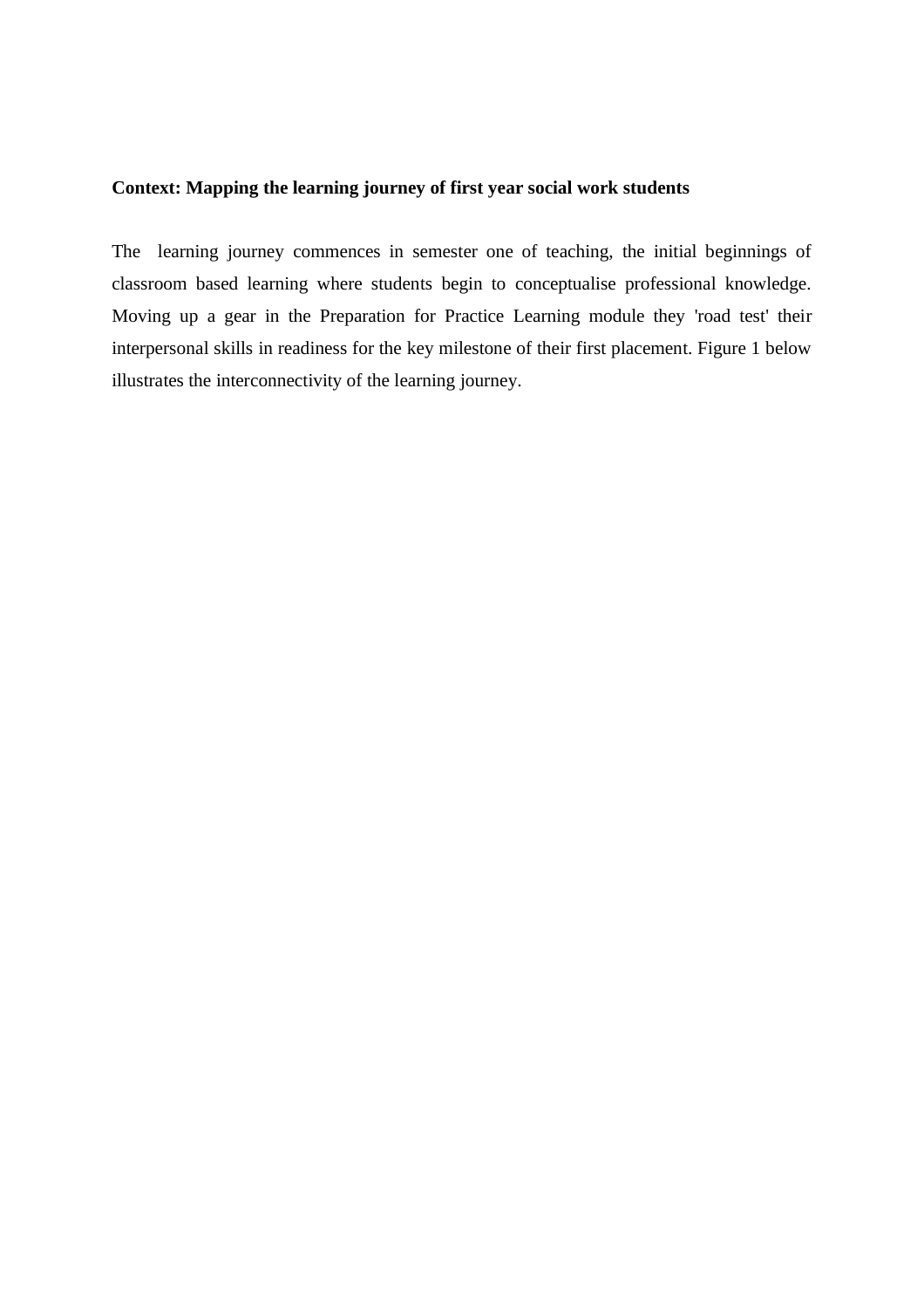**Context: Mapping the learning journey of first year social work students**

The learning journey commences in semester one of teaching, the initial beginnings of classroom based learning where students begin to conceptualise professional knowledge. Moving up a gear in the Preparation for Practice Learning module they 'road test' their interpersonal skills in readiness for the key milestone of their first placement. Figure 1 below illustrates the interconnectivity of the learning journey.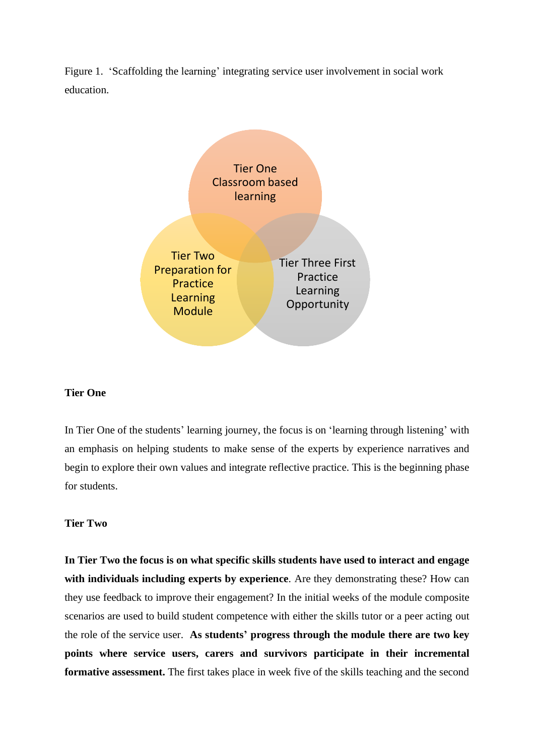Figure 1. ‘Scaffolding the learning’ integrating service user involvement in social work education.

Tier One Classroom based learning

Tier Two Preparation for Practice Learning Module

Tier Three First Practice Learning Opportunity

**Tier One**

In Tier One of the students’ learning journey, the focus is on ‘learning through listening’ with an emphasis on helping students to make sense of the experts by experience narratives and begin to explore their own values and integrate reflective practice. This is the beginning phase for students.

**Tier Two**

**In Tier Two the focus is on what specific skills students have used to interact and engage with individuals including experts by experience**. Are they demonstrating these? How can they use feedback to improve their engagement? In the initial weeks of the module composite scenarios are used to build student competence with either the skills tutor or a peer acting out the role of the service user. **As students’ progress through the module there are two key points where service users, carers and survivors participate in their incremental formative assessment.** The first takes place in week five of the skills teaching and the second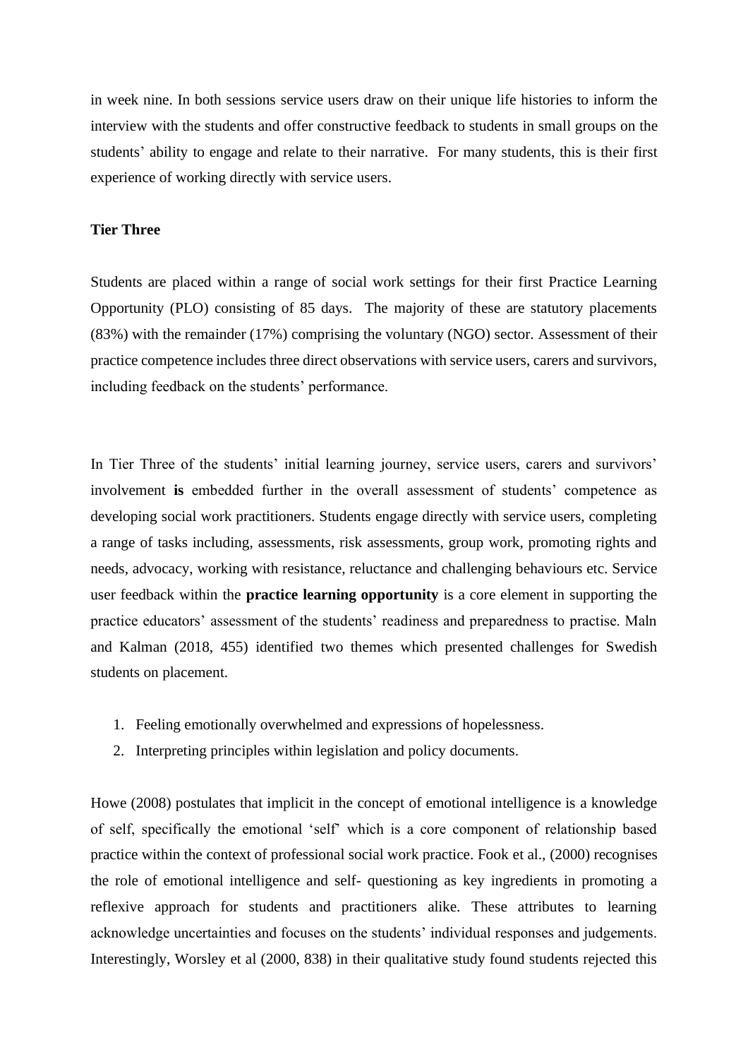in week nine. In both sessions service users draw on their unique life histories to inform the interview with the students and offer constructive feedback to students in small groups on the students' ability to engage and relate to their narrative. For many students, this is their first experience of working directly with service users.

**Tier Three**

Students are placed within a range of social work settings for their first Practice Learning Opportunity (PLO) consisting of 85 days. The majority of these are statutory placements (83%) with the remainder (17%) comprising the voluntary (NGO) sector. Assessment of their practice competence includes three direct observations with service users, carers and survivors, including feedback on the students' performance.

In Tier Three of the students' initial learning journey, service users, carers and survivors' involvement **is** embedded further in the overall assessment of students' competence as developing social work practitioners. Students engage directly with service users, completing a range of tasks including, assessments, risk assessments, group work, promoting rights and needs, advocacy, working with resistance, reluctance and challenging behaviours etc. Service user feedback within the **practice learning opportunity** is a core element in supporting the practice educators' assessment of the students' readiness and preparedness to practise. Maln and Kalman (2018, 455) identified two themes which presented challenges for Swedish students on placement.

1. Feeling emotionally overwhelmed and expressions of hopelessness.
2. Interpreting principles within legislation and policy documents.

Howe (2008) postulates that implicit in the concept of emotional intelligence is a knowledge of self, specifically the emotional 'self' which is a core component of relationship based practice within the context of professional social work practice. Fook et al., (2000) recognises the role of emotional intelligence and self- questioning as key ingredients in promoting a reflexive approach for students and practitioners alike. These attributes to learning acknowledge uncertainties and focuses on the students' individual responses and judgements. Interestingly, Worsley et al (2000, 838) in their qualitative study found students rejected this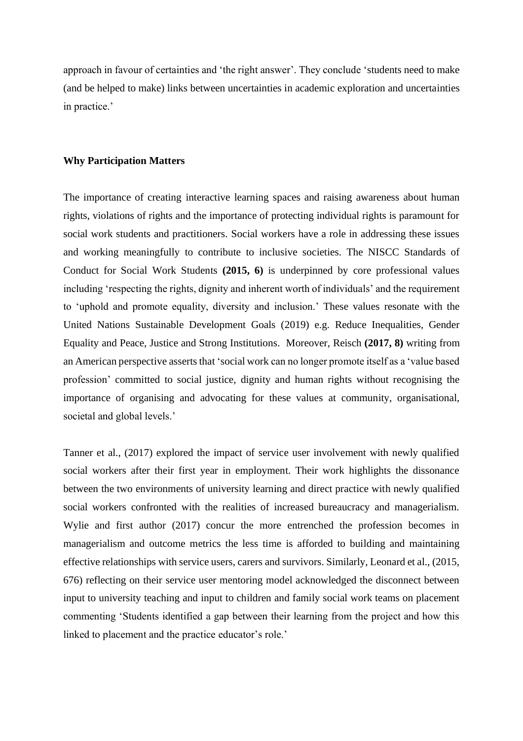approach in favour of certainties and 'the right answer'. They conclude 'students need to make (and be helped to make) links between uncertainties in academic exploration and uncertainties in practice.'

**Why Participation Matters**

The importance of creating interactive learning spaces and raising awareness about human rights, violations of rights and the importance of protecting individual rights is paramount for social work students and practitioners. Social workers have a role in addressing these issues and working meaningfully to contribute to inclusive societies. The NISCC Standards of Conduct for Social Work Students **(2015, 6)** is underpinned by core professional values including 'respecting the rights, dignity and inherent worth of individuals' and the requirement to 'uphold and promote equality, diversity and inclusion.' These values resonate with the United Nations Sustainable Development Goals (2019) e.g. Reduce Inequalities, Gender Equality and Peace, Justice and Strong Institutions. Moreover, Reisch **(2017, 8)** writing from an American perspective asserts that 'social work can no longer promote itself as a 'value based profession' committed to social justice, dignity and human rights without recognising the importance of organising and advocating for these values at community, organisational, societal and global levels.'

Tanner et al., (2017) explored the impact of service user involvement with newly qualified social workers after their first year in employment. Their work highlights the dissonance between the two environments of university learning and direct practice with newly qualified social workers confronted with the realities of increased bureaucracy and managerialism. Wylie and first author (2017) concur the more entrenched the profession becomes in managerialism and outcome metrics the less time is afforded to building and maintaining effective relationships with service users, carers and survivors. Similarly, Leonard et al., (2015, 676) reflecting on their service user mentoring model acknowledged the disconnect between input to university teaching and input to children and family social work teams on placement commenting 'Students identified a gap between their learning from the project and how this linked to placement and the practice educator's role.'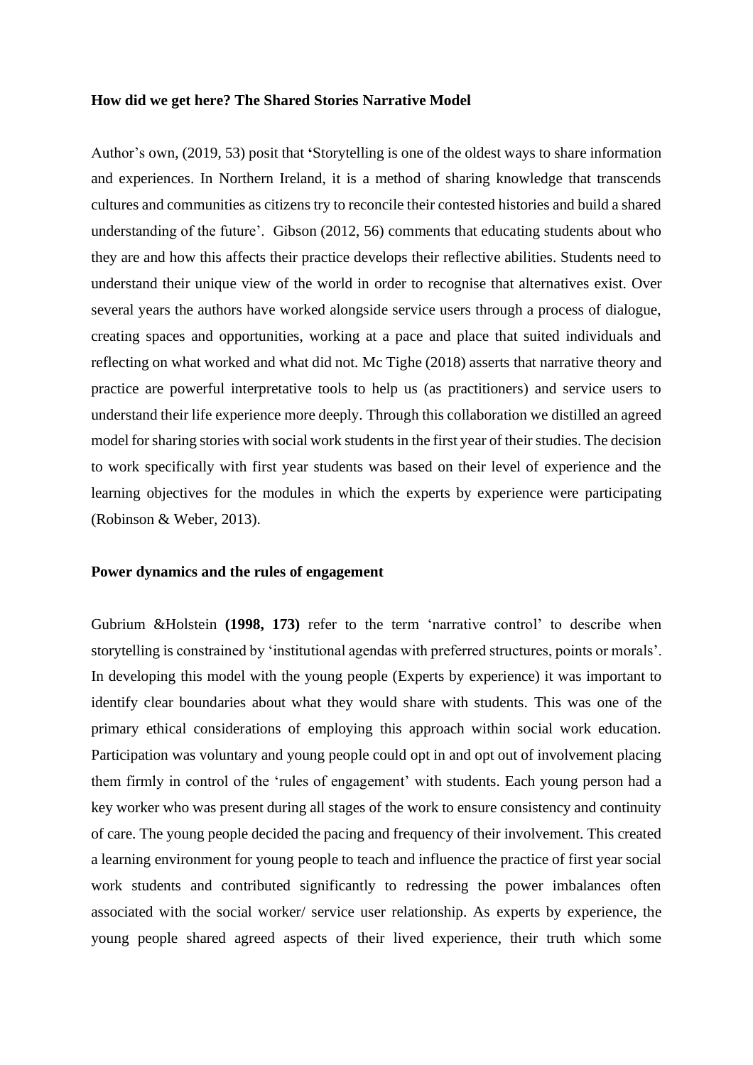**How did we get here? The Shared Stories Narrative Model**

Author's own, (2019, 53) posit that 'Storytelling is one of the oldest ways to share information and experiences. In Northern Ireland, it is a method of sharing knowledge that transcends cultures and communities as citizens try to reconcile their contested histories and build a shared understanding of the future'. Gibson (2012, 56) comments that educating students about who they are and how this affects their practice develops their reflective abilities. Students need to understand their unique view of the world in order to recognise that alternatives exist. Over several years the authors have worked alongside service users through a process of dialogue, creating spaces and opportunities, working at a pace and place that suited individuals and reflecting on what worked and what did not. Mc Tighe (2018) asserts that narrative theory and practice are powerful interpretative tools to help us (as practitioners) and service users to understand their life experience more deeply. Through this collaboration we distilled an agreed model for sharing stories with social work students in the first year of their studies. The decision to work specifically with first year students was based on their level of experience and the learning objectives for the modules in which the experts by experience were participating (Robinson & Weber, 2013).

**Power dynamics and the rules of engagement**

Gubrium &Holstein **(1998, 173)** refer to the term 'narrative control' to describe when storytelling is constrained by 'institutional agendas with preferred structures, points or morals'. In developing this model with the young people (Experts by experience) it was important to identify clear boundaries about what they would share with students. This was one of the primary ethical considerations of employing this approach within social work education. Participation was voluntary and young people could opt in and opt out of involvement placing them firmly in control of the 'rules of engagement' with students. Each young person had a key worker who was present during all stages of the work to ensure consistency and continuity of care. The young people decided the pacing and frequency of their involvement. This created a learning environment for young people to teach and influence the practice of first year social work students and contributed significantly to redressing the power imbalances often associated with the social worker/ service user relationship. As experts by experience, the young people shared agreed aspects of their lived experience, their truth which some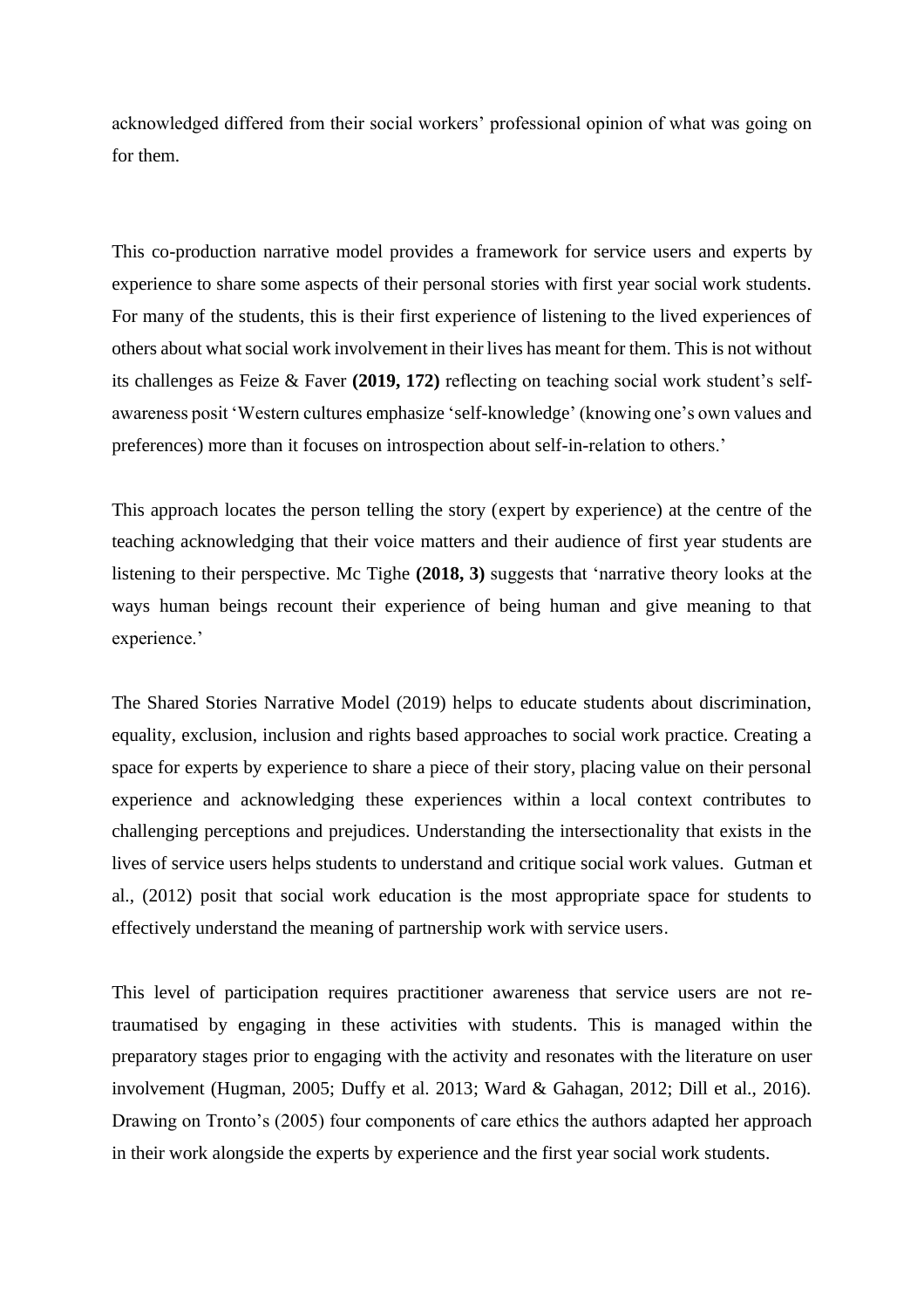acknowledged differed from their social workers' professional opinion of what was going on for them.

This co-production narrative model provides a framework for service users and experts by experience to share some aspects of their personal stories with first year social work students. For many of the students, this is their first experience of listening to the lived experiences of others about what social work involvement in their lives has meant for them. This is not without its challenges as Feize & Faver **(2019, 172)** reflecting on teaching social work student's self-awareness posit 'Western cultures emphasize 'self-knowledge' (knowing one's own values and preferences) more than it focuses on introspection about self-in-relation to others.'

This approach locates the person telling the story (expert by experience) at the centre of the teaching acknowledging that their voice matters and their audience of first year students are listening to their perspective. Mc Tighe **(2018, 3)** suggests that 'narrative theory looks at the ways human beings recount their experience of being human and give meaning to that experience.'

The Shared Stories Narrative Model (2019) helps to educate students about discrimination, equality, exclusion, inclusion and rights based approaches to social work practice. Creating a space for experts by experience to share a piece of their story, placing value on their personal experience and acknowledging these experiences within a local context contributes to challenging perceptions and prejudices. Understanding the intersectionality that exists in the lives of service users helps students to understand and critique social work values. Gutman et al., (2012) posit that social work education is the most appropriate space for students to effectively understand the meaning of partnership work with service users.

This level of participation requires practitioner awareness that service users are not re-traumatised by engaging in these activities with students. This is managed within the preparatory stages prior to engaging with the activity and resonates with the literature on user involvement (Hugman, 2005; Duffy et al. 2013; Ward & Gahagan, 2012; Dill et al., 2016). Drawing on Tronto's (2005) four components of care ethics the authors adapted her approach in their work alongside the experts by experience and the first year social work students.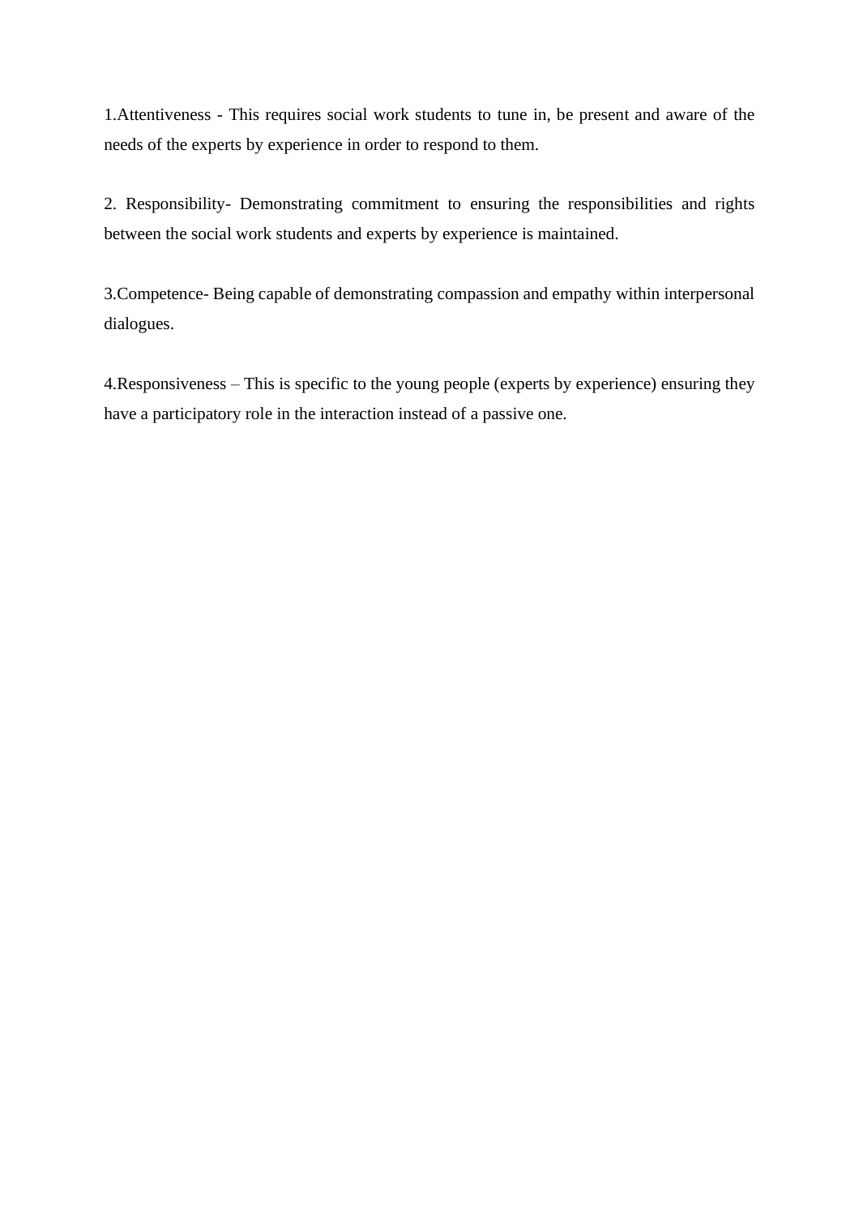1.Attentiveness - This requires social work students to tune in, be present and aware of the needs of the experts by experience in order to respond to them.

2. Responsibility- Demonstrating commitment to ensuring the responsibilities and rights between the social work students and experts by experience is maintained.

3.Competence- Being capable of demonstrating compassion and empathy within interpersonal dialogues.

4.Responsiveness – This is specific to the young people (experts by experience) ensuring they have a participatory role in the interaction instead of a passive one.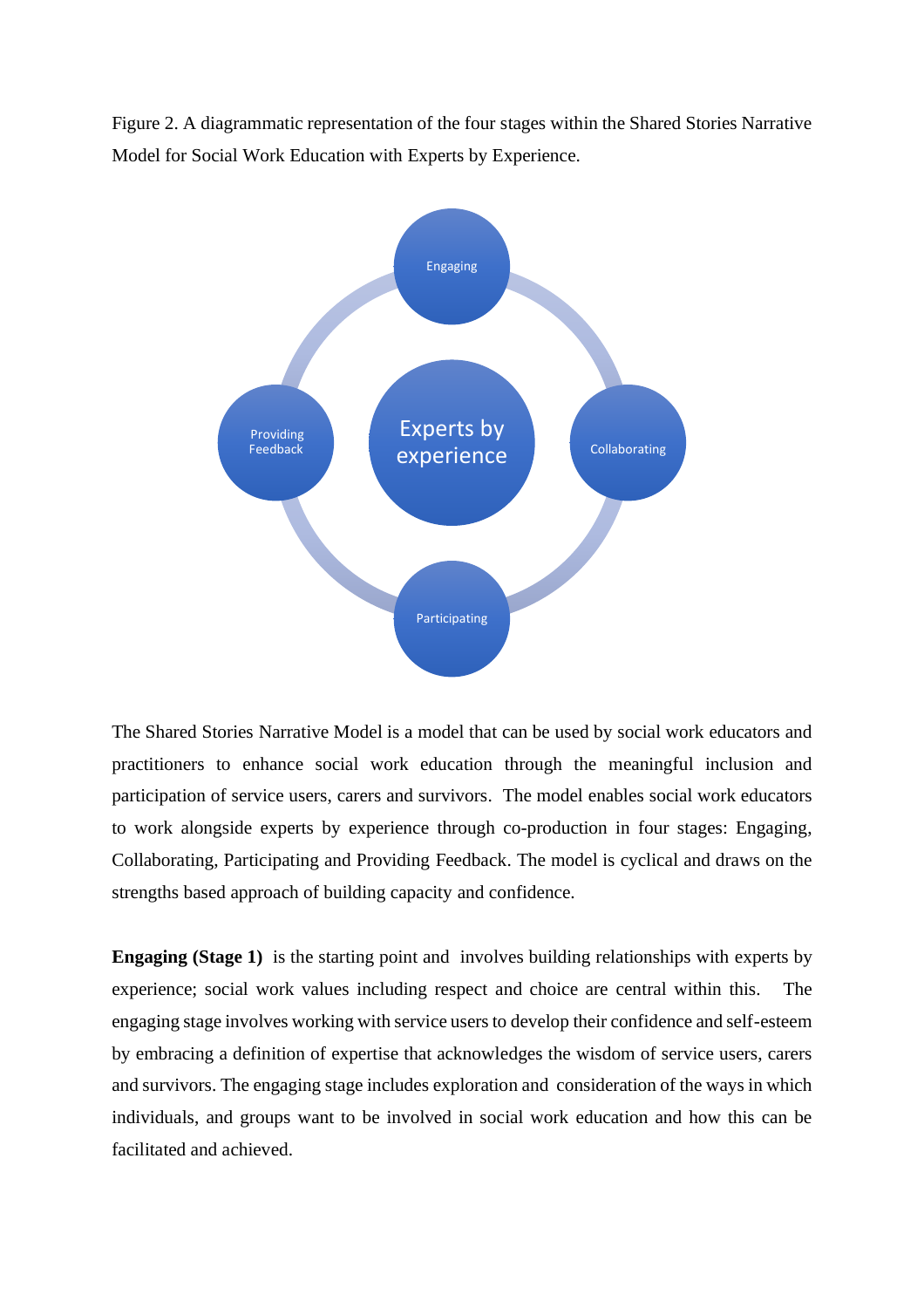Figure 2. A diagrammatic representation of the four stages within the Shared Stories Narrative Model for Social Work Education with Experts by Experience.

Engaging

Collaborating

Participating

Providing Feedback

Experts by experience

The Shared Stories Narrative Model is a model that can be used by social work educators and practitioners to enhance social work education through the meaningful inclusion and participation of service users, carers and survivors. The model enables social work educators to work alongside experts by experience through co-production in four stages: Engaging, Collaborating, Participating and Providing Feedback. The model is cyclical and draws on the strengths based approach of building capacity and confidence.

**Engaging (Stage 1)** is the starting point and involves building relationships with experts by experience; social work values including respect and choice are central within this. The engaging stage involves working with service users to develop their confidence and self-esteem by embracing a definition of expertise that acknowledges the wisdom of service users, carers and survivors. The engaging stage includes exploration and consideration of the ways in which individuals, and groups want to be involved in social work education and how this can be facilitated and achieved.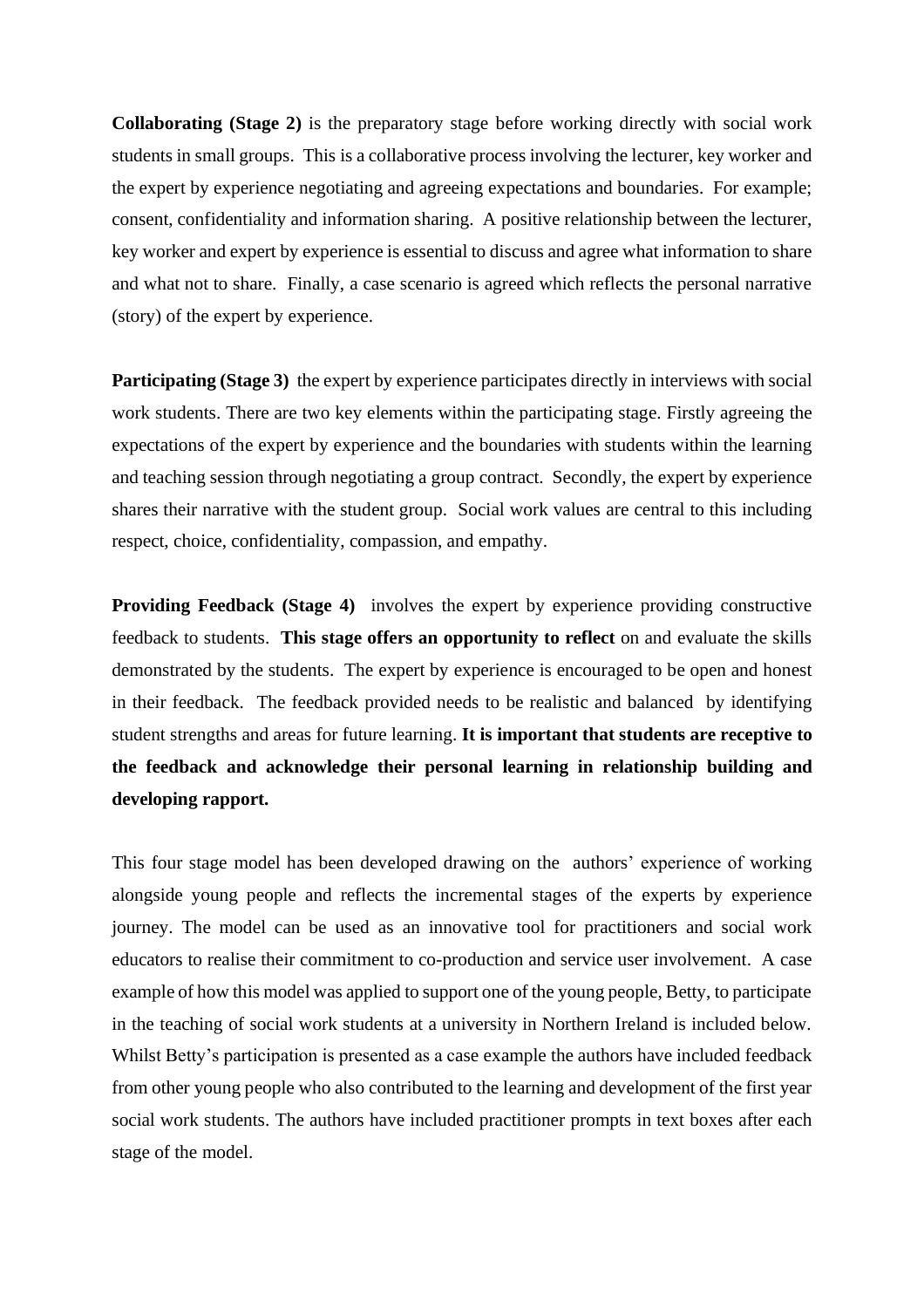**Collaborating (Stage 2)** is the preparatory stage before working directly with social work students in small groups. This is a collaborative process involving the lecturer, key worker and the expert by experience negotiating and agreeing expectations and boundaries. For example; consent, confidentiality and information sharing. A positive relationship between the lecturer, key worker and expert by experience is essential to discuss and agree what information to share and what not to share. Finally, a case scenario is agreed which reflects the personal narrative (story) of the expert by experience.

**Participating (Stage 3)** the expert by experience participates directly in interviews with social work students. There are two key elements within the participating stage. Firstly agreeing the expectations of the expert by experience and the boundaries with students within the learning and teaching session through negotiating a group contract. Secondly, the expert by experience shares their narrative with the student group. Social work values are central to this including respect, choice, confidentiality, compassion, and empathy.

**Providing Feedback (Stage 4)** involves the expert by experience providing constructive feedback to students. **This stage offers an opportunity to reflect** on and evaluate the skills demonstrated by the students. The expert by experience is encouraged to be open and honest in their feedback. The feedback provided needs to be realistic and balanced by identifying student strengths and areas for future learning. **It is important that students are receptive to the feedback and acknowledge their personal learning in relationship building and developing rapport.**

This four stage model has been developed drawing on the authors' experience of working alongside young people and reflects the incremental stages of the experts by experience journey. The model can be used as an innovative tool for practitioners and social work educators to realise their commitment to co-production and service user involvement. A case example of how this model was applied to support one of the young people, Betty, to participate in the teaching of social work students at a university in Northern Ireland is included below. Whilst Betty's participation is presented as a case example the authors have included feedback from other young people who also contributed to the learning and development of the first year social work students. The authors have included practitioner prompts in text boxes after each stage of the model.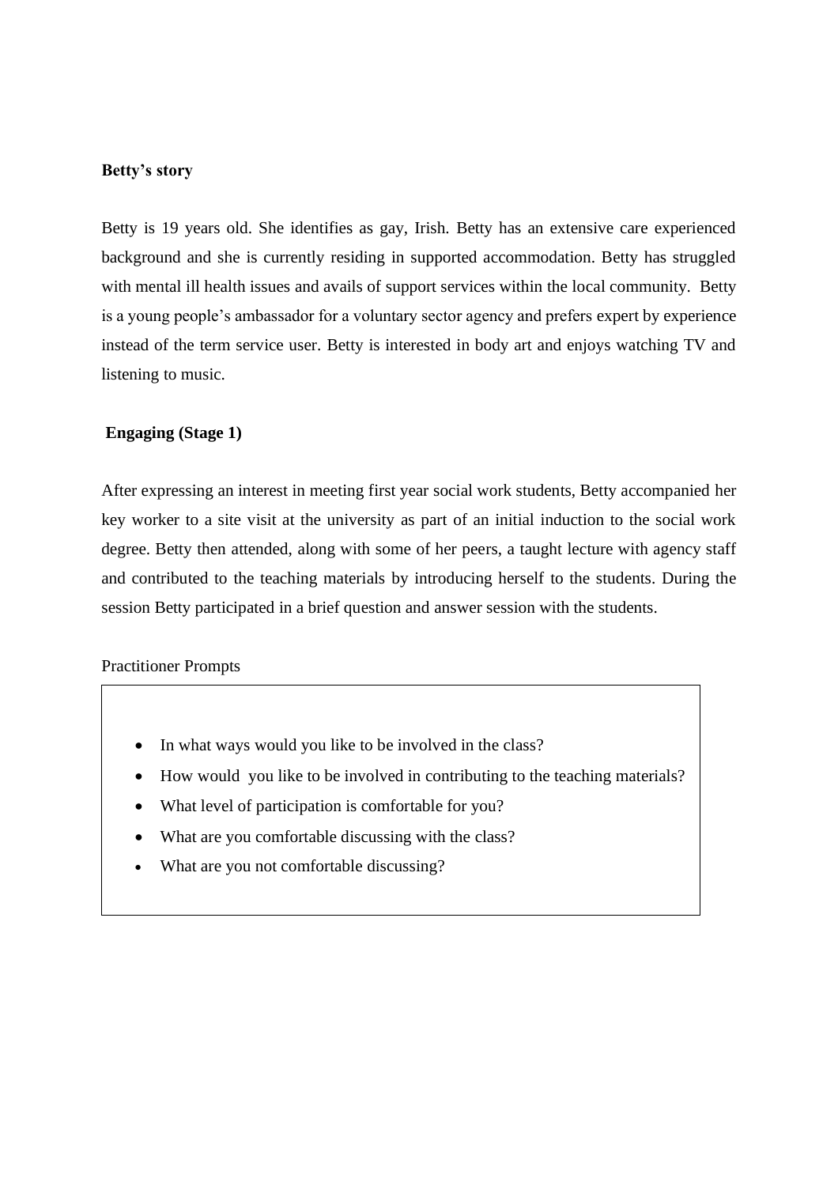**Betty's story**

Betty is 19 years old. She identifies as gay, Irish. Betty has an extensive care experienced background and she is currently residing in supported accommodation. Betty has struggled with mental ill health issues and avails of support services within the local community. Betty is a young people's ambassador for a voluntary sector agency and prefers expert by experience instead of the term service user. Betty is interested in body art and enjoys watching TV and listening to music.

**Engaging (Stage 1)**

After expressing an interest in meeting first year social work students, Betty accompanied her key worker to a site visit at the university as part of an initial induction to the social work degree. Betty then attended, along with some of her peers, a taught lecture with agency staff and contributed to the teaching materials by introducing herself to the students. During the session Betty participated in a brief question and answer session with the students.

Practitioner Prompts

- In what ways would you like to be involved in the class?
- How would you like to be involved in contributing to the teaching materials?
- What level of participation is comfortable for you?
- What are you comfortable discussing with the class?
- What are you not comfortable discussing?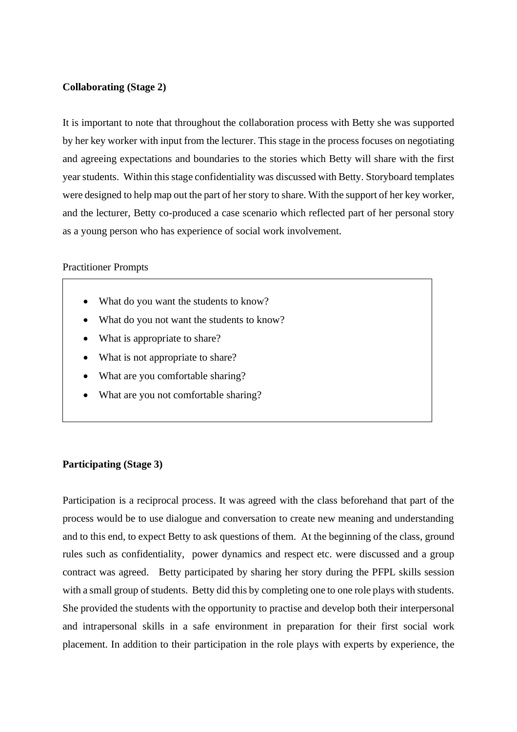**Collaborating (Stage 2)**

It is important to note that throughout the collaboration process with Betty she was supported by her key worker with input from the lecturer. This stage in the process focuses on negotiating and agreeing expectations and boundaries to the stories which Betty will share with the first year students. Within this stage confidentiality was discussed with Betty. Storyboard templates were designed to help map out the part of her story to share. With the support of her key worker, and the lecturer, Betty co-produced a case scenario which reflected part of her personal story as a young person who has experience of social work involvement.

Practitioner Prompts

- What do you want the students to know?
- What do you not want the students to know?
- What is appropriate to share?
- What is not appropriate to share?
- What are you comfortable sharing?
- What are you not comfortable sharing?

**Participating (Stage 3)**

Participation is a reciprocal process. It was agreed with the class beforehand that part of the process would be to use dialogue and conversation to create new meaning and understanding and to this end, to expect Betty to ask questions of them. At the beginning of the class, ground rules such as confidentiality, power dynamics and respect etc. were discussed and a group contract was agreed. Betty participated by sharing her story during the PFPL skills session with a small group of students. Betty did this by completing one to one role plays with students. She provided the students with the opportunity to practise and develop both their interpersonal and intrapersonal skills in a safe environment in preparation for their first social work placement. In addition to their participation in the role plays with experts by experience, the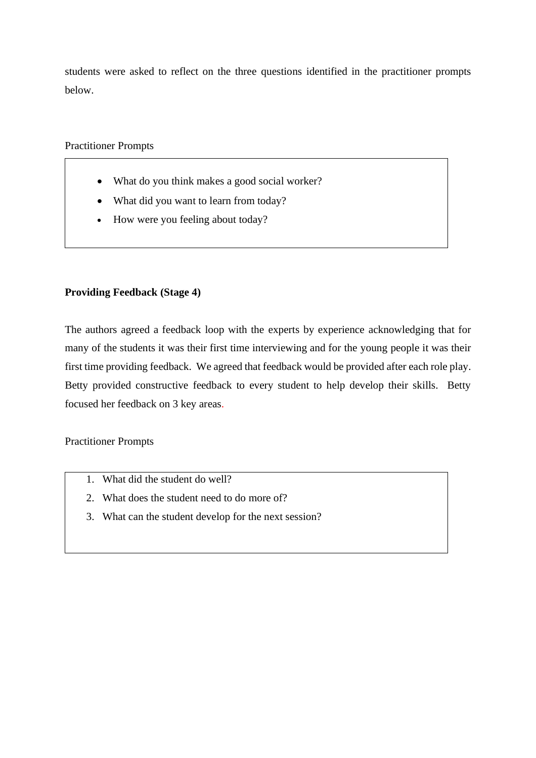students were asked to reflect on the three questions identified in the practitioner prompts below.

Practitioner Prompts

- What do you think makes a good social worker?
- What did you want to learn from today?
- How were you feeling about today?

**Providing Feedback (Stage 4)**

The authors agreed a feedback loop with the experts by experience acknowledging that for many of the students it was their first time interviewing and for the young people it was their first time providing feedback. We agreed that feedback would be provided after each role play. Betty provided constructive feedback to every student to help develop their skills. Betty focused her feedback on 3 key areas.

Practitioner Prompts

1. What did the student do well?
2. What does the student need to do more of?
3. What can the student develop for the next session?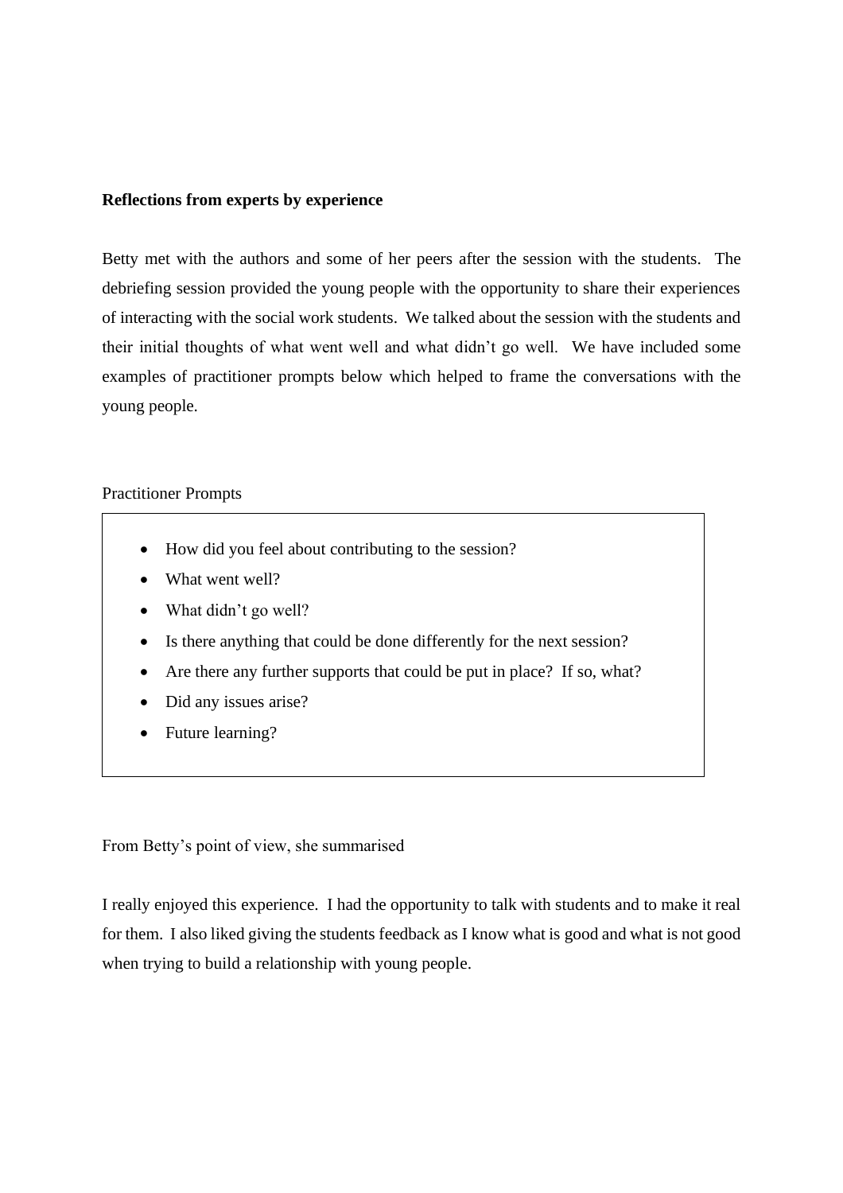**Reflections from experts by experience**

Betty met with the authors and some of her peers after the session with the students. The debriefing session provided the young people with the opportunity to share their experiences of interacting with the social work students. We talked about the session with the students and their initial thoughts of what went well and what didn't go well. We have included some examples of practitioner prompts below which helped to frame the conversations with the young people.

Practitioner Prompts

- How did you feel about contributing to the session?
- What went well?
- What didn't go well?
- Is there anything that could be done differently for the next session?
- Are there any further supports that could be put in place? If so, what?
- Did any issues arise?
- Future learning?

From Betty's point of view, she summarised

I really enjoyed this experience. I had the opportunity to talk with students and to make it real for them. I also liked giving the students feedback as I know what is good and what is not good when trying to build a relationship with young people.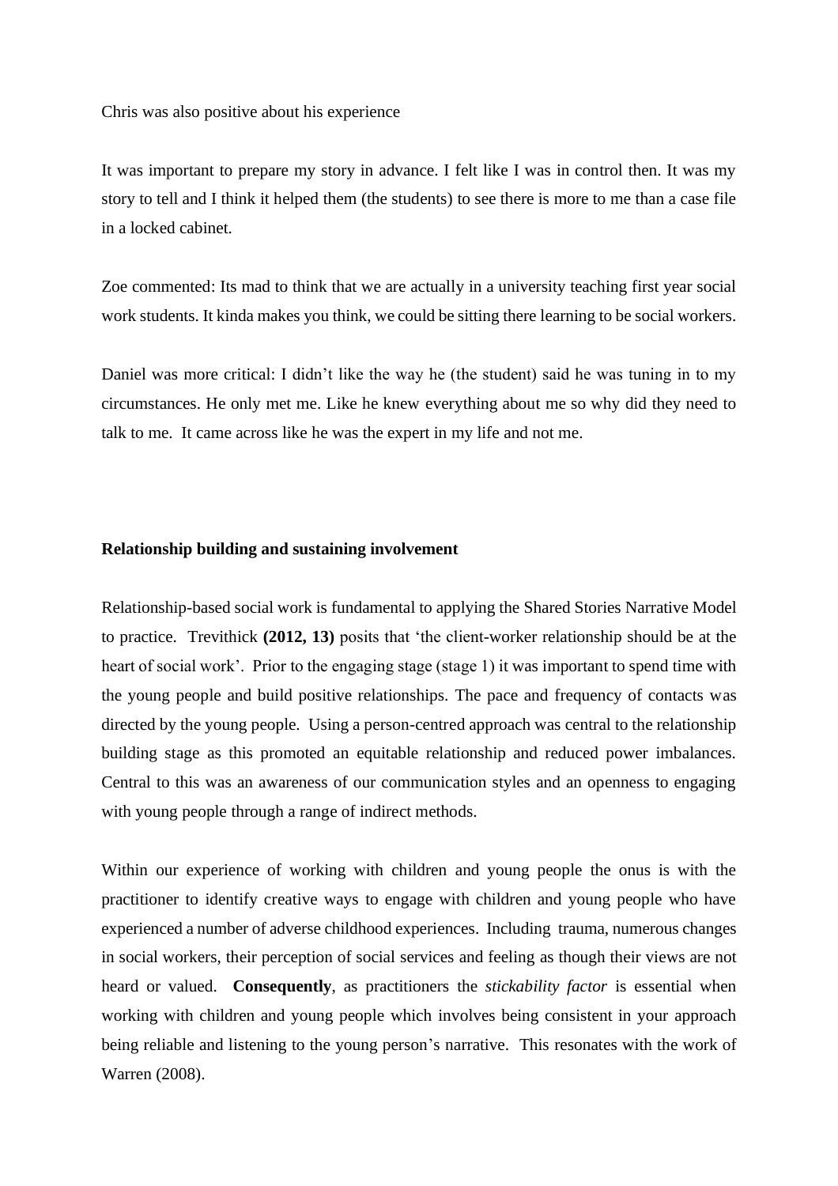Chris was also positive about his experience

It was important to prepare my story in advance. I felt like I was in control then. It was my story to tell and I think it helped them (the students) to see there is more to me than a case file in a locked cabinet.

Zoe commented: Its mad to think that we are actually in a university teaching first year social work students. It kinda makes you think, we could be sitting there learning to be social workers.

Daniel was more critical: I didn't like the way he (the student) said he was tuning in to my circumstances. He only met me. Like he knew everything about me so why did they need to talk to me. It came across like he was the expert in my life and not me.

**Relationship building and sustaining involvement**

Relationship-based social work is fundamental to applying the Shared Stories Narrative Model to practice. Trevithick **(2012, 13)** posits that 'the client-worker relationship should be at the heart of social work'. Prior to the engaging stage (stage 1) it was important to spend time with the young people and build positive relationships. The pace and frequency of contacts was directed by the young people. Using a person-centred approach was central to the relationship building stage as this promoted an equitable relationship and reduced power imbalances. Central to this was an awareness of our communication styles and an openness to engaging with young people through a range of indirect methods.

Within our experience of working with children and young people the onus is with the practitioner to identify creative ways to engage with children and young people who have experienced a number of adverse childhood experiences. Including trauma, numerous changes in social workers, their perception of social services and feeling as though their views are not heard or valued. **Consequently**, as practitioners the *stickability factor* is essential when working with children and young people which involves being consistent in your approach being reliable and listening to the young person's narrative. This resonates with the work of Warren (2008).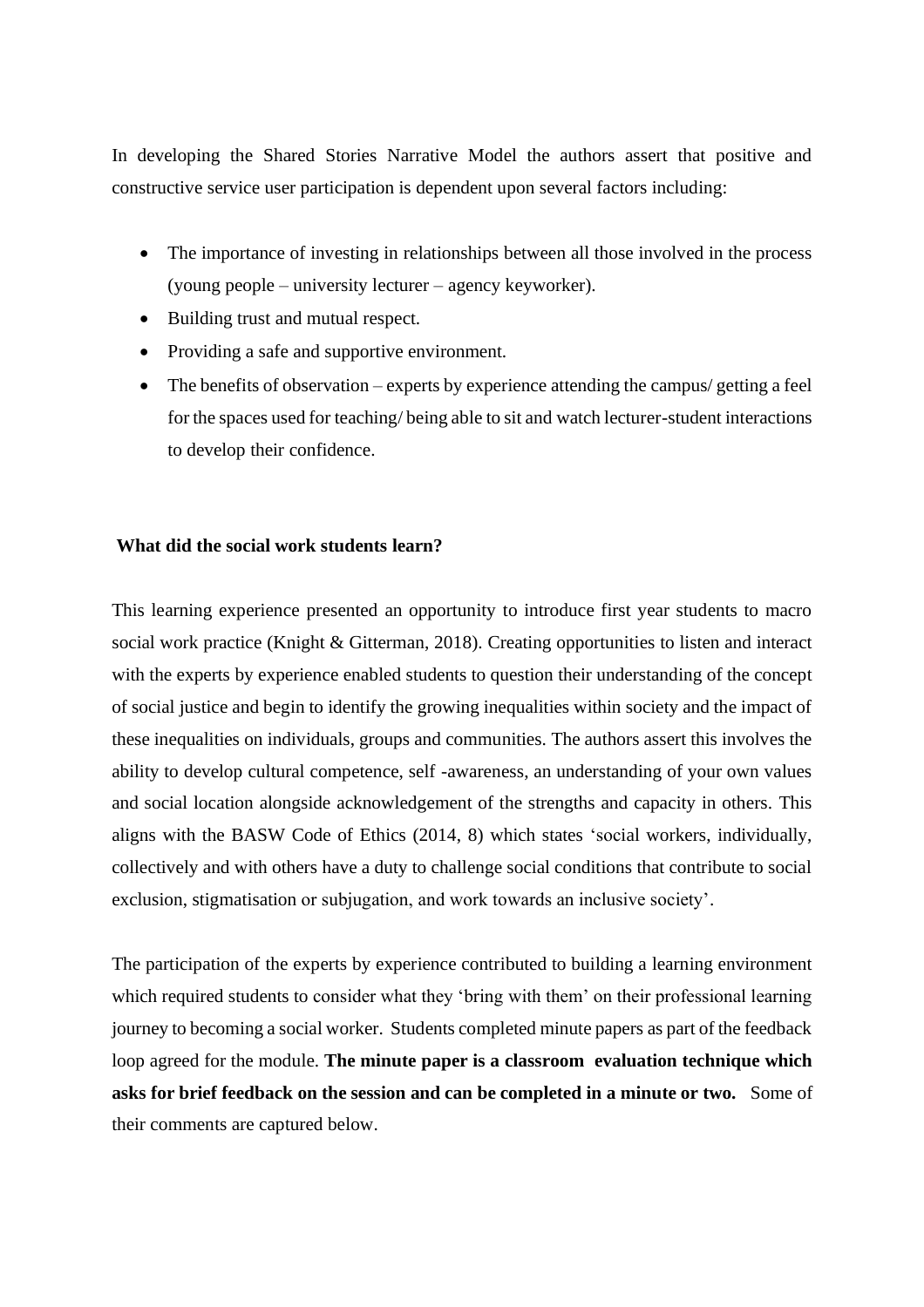In developing the Shared Stories Narrative Model the authors assert that positive and constructive service user participation is dependent upon several factors including:

- The importance of investing in relationships between all those involved in the process (young people – university lecturer – agency keyworker).
- Building trust and mutual respect.
- Providing a safe and supportive environment.
- The benefits of observation – experts by experience attending the campus/ getting a feel for the spaces used for teaching/ being able to sit and watch lecturer-student interactions to develop their confidence.

**What did the social work students learn?**

This learning experience presented an opportunity to introduce first year students to macro social work practice (Knight & Gitterman, 2018). Creating opportunities to listen and interact with the experts by experience enabled students to question their understanding of the concept of social justice and begin to identify the growing inequalities within society and the impact of these inequalities on individuals, groups and communities. The authors assert this involves the ability to develop cultural competence, self -awareness, an understanding of your own values and social location alongside acknowledgement of the strengths and capacity in others. This aligns with the BASW Code of Ethics (2014, 8) which states 'social workers, individually, collectively and with others have a duty to challenge social conditions that contribute to social exclusion, stigmatisation or subjugation, and work towards an inclusive society'.

The participation of the experts by experience contributed to building a learning environment which required students to consider what they 'bring with them' on their professional learning journey to becoming a social worker. Students completed minute papers as part of the feedback loop agreed for the module. **The minute paper is a classroom evaluation technique which asks for brief feedback on the session and can be completed in a minute or two.** Some of their comments are captured below.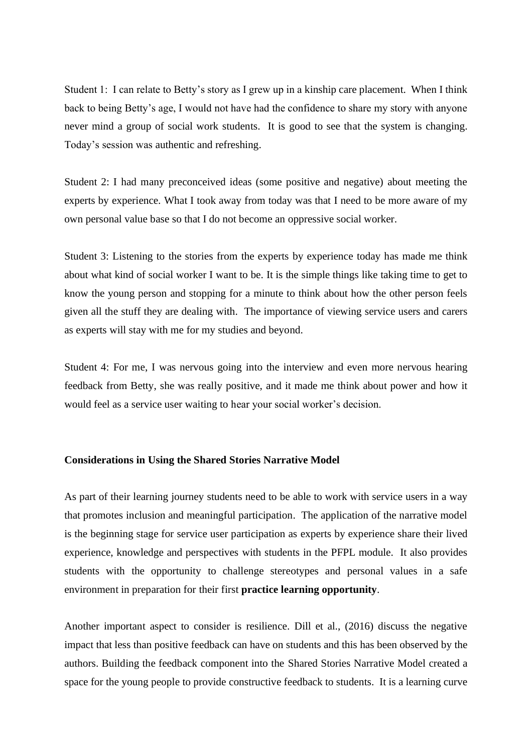Student 1: I can relate to Betty's story as I grew up in a kinship care placement. When I think back to being Betty's age, I would not have had the confidence to share my story with anyone never mind a group of social work students. It is good to see that the system is changing. Today's session was authentic and refreshing.

Student 2: I had many preconceived ideas (some positive and negative) about meeting the experts by experience. What I took away from today was that I need to be more aware of my own personal value base so that I do not become an oppressive social worker.

Student 3: Listening to the stories from the experts by experience today has made me think about what kind of social worker I want to be. It is the simple things like taking time to get to know the young person and stopping for a minute to think about how the other person feels given all the stuff they are dealing with. The importance of viewing service users and carers as experts will stay with me for my studies and beyond.

Student 4: For me, I was nervous going into the interview and even more nervous hearing feedback from Betty, she was really positive, and it made me think about power and how it would feel as a service user waiting to hear your social worker's decision.

**Considerations in Using the Shared Stories Narrative Model**

As part of their learning journey students need to be able to work with service users in a way that promotes inclusion and meaningful participation. The application of the narrative model is the beginning stage for service user participation as experts by experience share their lived experience, knowledge and perspectives with students in the PFPL module. It also provides students with the opportunity to challenge stereotypes and personal values in a safe environment in preparation for their first **practice learning opportunity**.

Another important aspect to consider is resilience. Dill et al., (2016) discuss the negative impact that less than positive feedback can have on students and this has been observed by the authors. Building the feedback component into the Shared Stories Narrative Model created a space for the young people to provide constructive feedback to students. It is a learning curve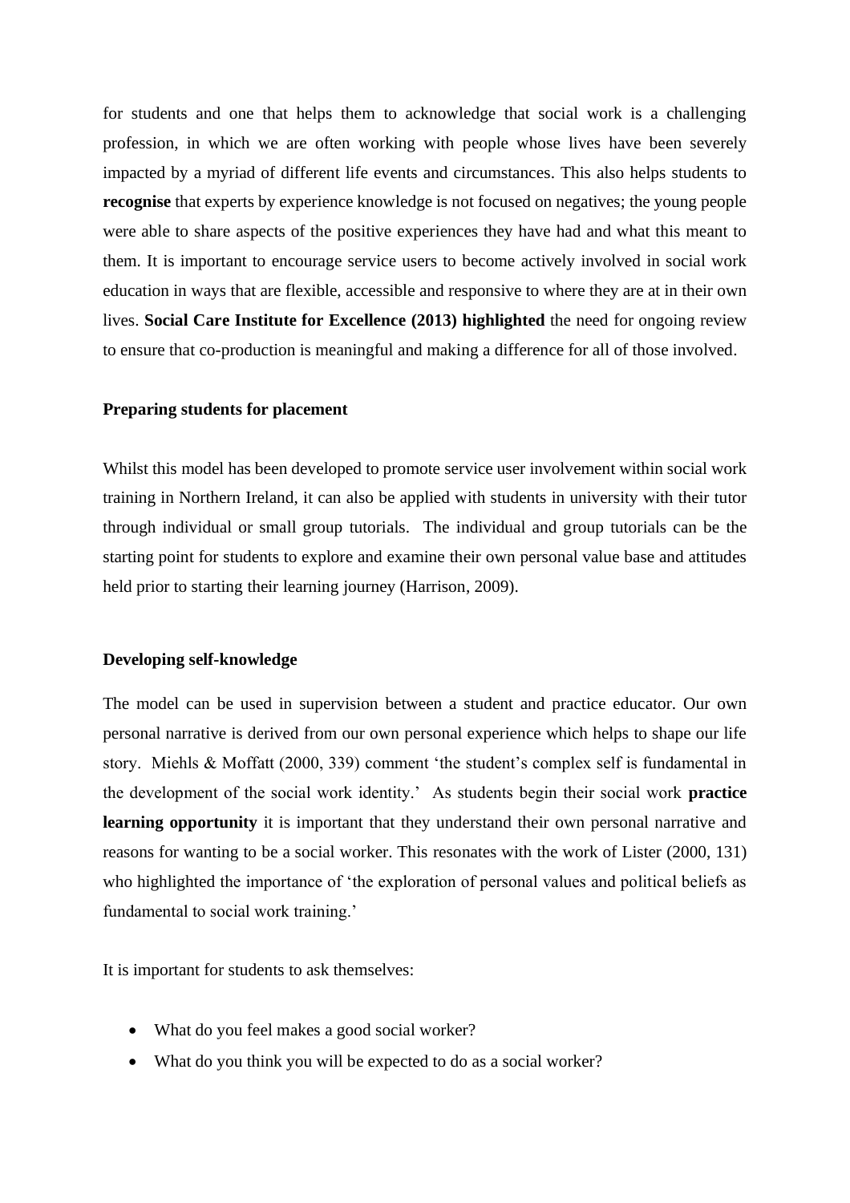for students and one that helps them to acknowledge that social work is a challenging profession, in which we are often working with people whose lives have been severely impacted by a myriad of different life events and circumstances. This also helps students to **recognise** that experts by experience knowledge is not focused on negatives; the young people were able to share aspects of the positive experiences they have had and what this meant to them. It is important to encourage service users to become actively involved in social work education in ways that are flexible, accessible and responsive to where they are at in their own lives. **Social Care Institute for Excellence (2013) highlighted** the need for ongoing review to ensure that co-production is meaningful and making a difference for all of those involved.

**Preparing students for placement**

Whilst this model has been developed to promote service user involvement within social work training in Northern Ireland, it can also be applied with students in university with their tutor through individual or small group tutorials. The individual and group tutorials can be the starting point for students to explore and examine their own personal value base and attitudes held prior to starting their learning journey (Harrison, 2009).

**Developing self-knowledge**

The model can be used in supervision between a student and practice educator. Our own personal narrative is derived from our own personal experience which helps to shape our life story. Miehls & Moffatt (2000, 339) comment 'the student's complex self is fundamental in the development of the social work identity.' As students begin their social work **practice learning opportunity** it is important that they understand their own personal narrative and reasons for wanting to be a social worker. This resonates with the work of Lister (2000, 131) who highlighted the importance of 'the exploration of personal values and political beliefs as fundamental to social work training.'

It is important for students to ask themselves:

- What do you feel makes a good social worker?
- What do you think you will be expected to do as a social worker?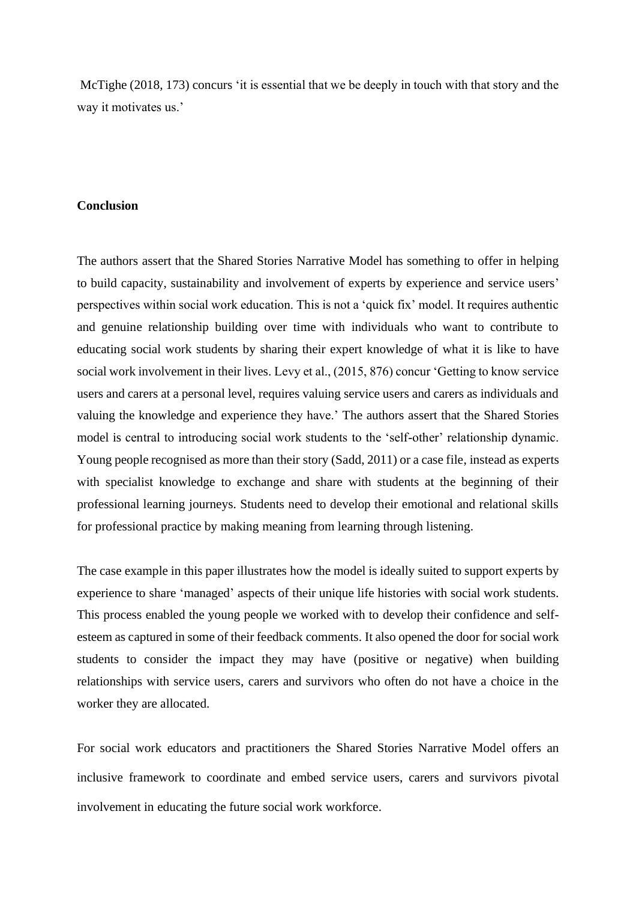McTighe (2018, 173) concurs 'it is essential that we be deeply in touch with that story and the way it motivates us.'

**Conclusion**

The authors assert that the Shared Stories Narrative Model has something to offer in helping to build capacity, sustainability and involvement of experts by experience and service users' perspectives within social work education. This is not a 'quick fix' model. It requires authentic and genuine relationship building over time with individuals who want to contribute to educating social work students by sharing their expert knowledge of what it is like to have social work involvement in their lives. Levy et al., (2015, 876) concur 'Getting to know service users and carers at a personal level, requires valuing service users and carers as individuals and valuing the knowledge and experience they have.' The authors assert that the Shared Stories model is central to introducing social work students to the 'self-other' relationship dynamic. Young people recognised as more than their story (Sadd, 2011) or a case file, instead as experts with specialist knowledge to exchange and share with students at the beginning of their professional learning journeys. Students need to develop their emotional and relational skills for professional practice by making meaning from learning through listening.

The case example in this paper illustrates how the model is ideally suited to support experts by experience to share 'managed' aspects of their unique life histories with social work students. This process enabled the young people we worked with to develop their confidence and self-esteem as captured in some of their feedback comments. It also opened the door for social work students to consider the impact they may have (positive or negative) when building relationships with service users, carers and survivors who often do not have a choice in the worker they are allocated.

For social work educators and practitioners the Shared Stories Narrative Model offers an inclusive framework to coordinate and embed service users, carers and survivors pivotal involvement in educating the future social work workforce.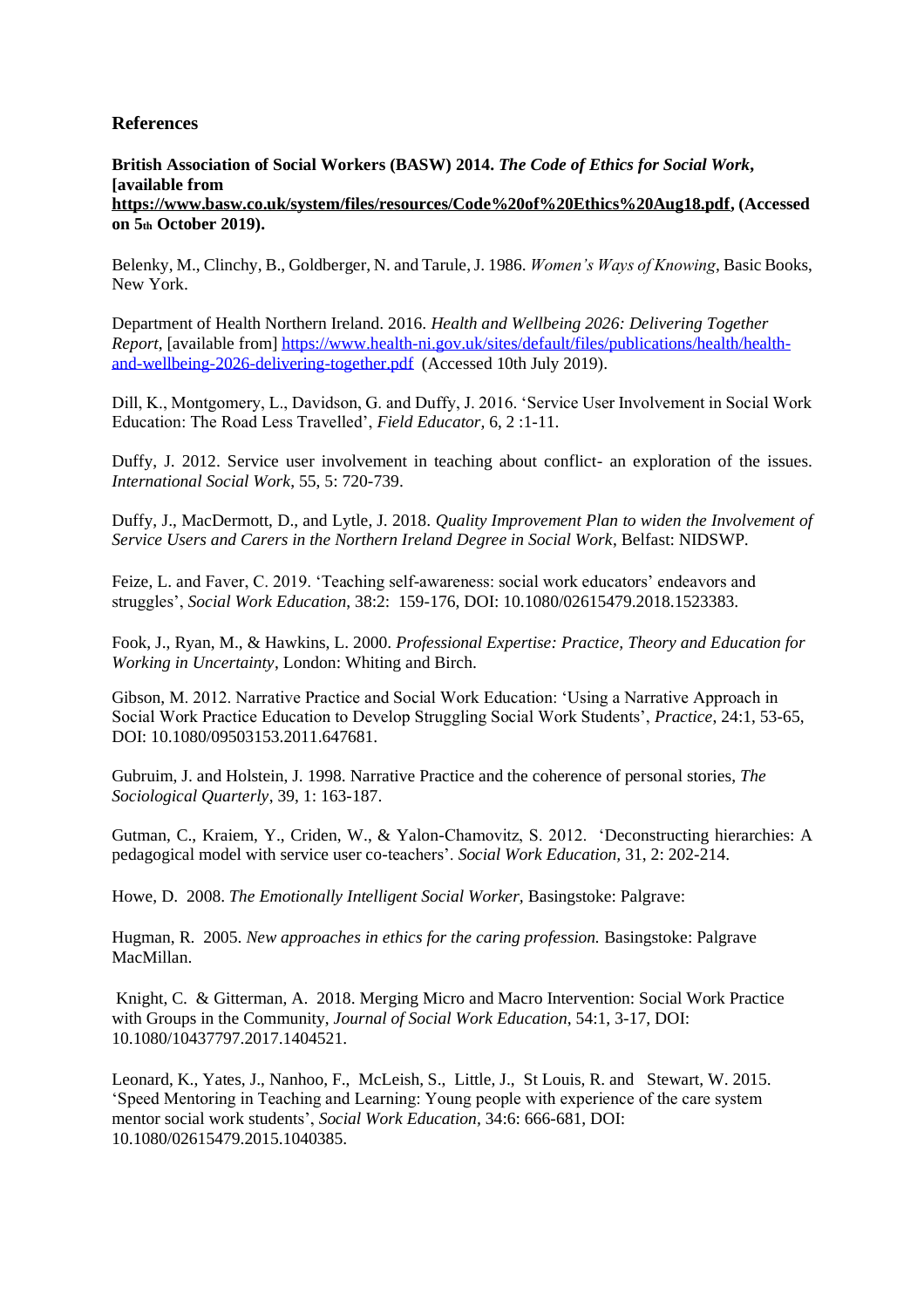## References

**British Association of Social Workers (BASW) 2014. *The Code of Ethics for Social Work*, [available from https://www.basw.co.uk/system/files/resources/Code%20of%20Ethics%20Aug18.pdf, (Accessed on 5th October 2019).**

Belenky, M., Clinchy, B., Goldberger, N. and Tarule, J. 1986. *Women's Ways of Knowing*, Basic Books, New York.

Department of Health Northern Ireland. 2016. *Health and Wellbeing 2026: Delivering Together Report*, [available from] https://www.health-ni.gov.uk/sites/default/files/publications/health/health-and-wellbeing-2026-delivering-together.pdf (Accessed 10th July 2019).

Dill, K., Montgomery, L., Davidson, G. and Duffy, J. 2016. 'Service User Involvement in Social Work Education: The Road Less Travelled', *Field Educator,* 6, 2 :1-11.

Duffy, J. 2012. Service user involvement in teaching about conflict- an exploration of the issues. *International Social Work*, 55, 5: 720-739.

Duffy, J., MacDermott, D., and Lytle, J. 2018. *Quality Improvement Plan to widen the Involvement of Service Users and Carers in the Northern Ireland Degree in Social Work*, Belfast: NIDSWP.

Feize, L. and Faver, C. 2019. 'Teaching self-awareness: social work educators' endeavors and struggles', *Social Work Education*, 38:2: 159-176, DOI: 10.1080/02615479.2018.1523383.

Fook, J., Ryan, M., & Hawkins, L. 2000. *Professional Expertise: Practice, Theory and Education for Working in Uncertainty*, London: Whiting and Birch.

Gibson, M. 2012. Narrative Practice and Social Work Education: 'Using a Narrative Approach in Social Work Practice Education to Develop Struggling Social Work Students', *Practice*, 24:1, 53-65, DOI: 10.1080/09503153.2011.647681.

Gubruim, J. and Holstein, J. 1998. Narrative Practice and the coherence of personal stories, *The Sociological Quarterly*, 39, 1: 163-187.

Gutman, C., Kraiem, Y., Criden, W., & Yalon-Chamovitz, S. 2012. 'Deconstructing hierarchies: A pedagogical model with service user co-teachers'. *Social Work Education,* 31, 2: 202-214.

Howe, D. 2008. *The Emotionally Intelligent Social Worker,* Basingstoke: Palgrave:

Hugman, R. 2005. *New approaches in ethics for the caring profession.* Basingstoke: Palgrave MacMillan.

Knight, C. & Gitterman, A. 2018. Merging Micro and Macro Intervention: Social Work Practice with Groups in the Community, *Journal of Social Work Education*, 54:1, 3-17, DOI: 10.1080/10437797.2017.1404521.

Leonard, K., Yates, J., Nanhoo, F., McLeish, S., Little, J., St Louis, R. and Stewart, W. 2015. 'Speed Mentoring in Teaching and Learning: Young people with experience of the care system mentor social work students', *Social Work Education,* 34:6: 666-681, DOI: 10.1080/02615479.2015.1040385.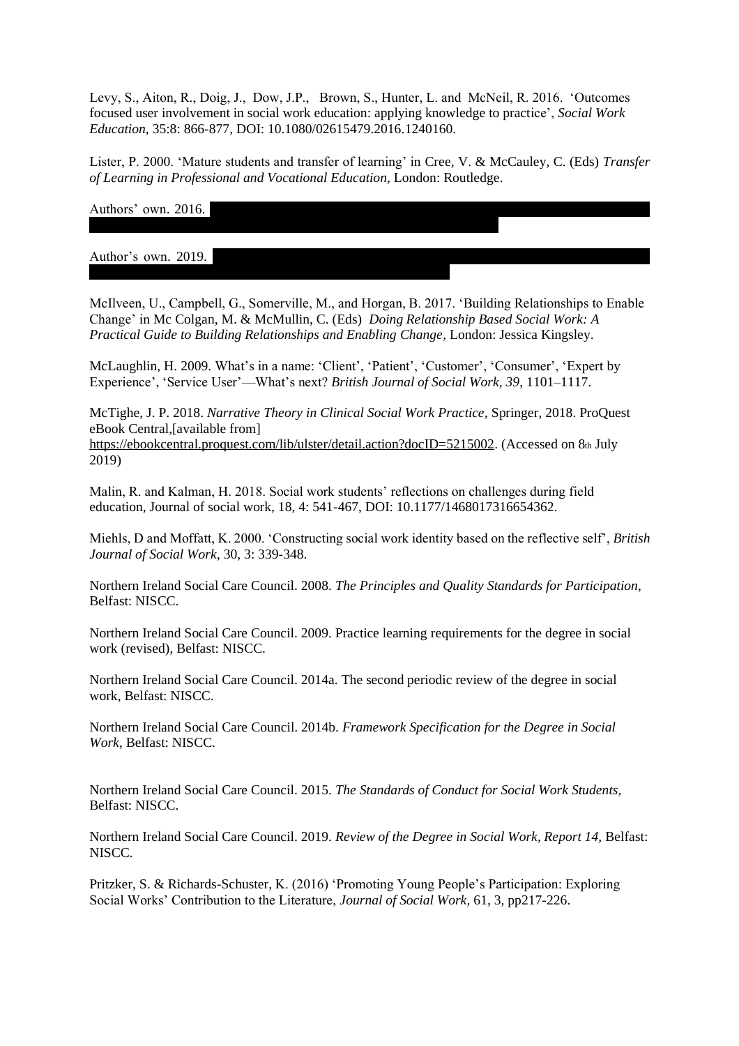Levy, S., Aiton, R., Doig, J., Dow, J.P., Brown, S., Hunter, L. and McNeil, R. 2016. 'Outcomes focused user involvement in social work education: applying knowledge to practice', *Social Work Education*, 35:8: 866-877, DOI: 10.1080/02615479.2016.1240160.

Lister, P. 2000. 'Mature students and transfer of learning' in Cree, V. & McCauley, C. (Eds) *Transfer of Learning in Professional and Vocational Education*, London: Routledge.

Authors' own. 2016.

Author's own. 2019.

McIlveen, U., Campbell, G., Somerville, M., and Horgan, B. 2017. 'Building Relationships to Enable Change' in Mc Colgan, M. & McMullin, C. (Eds) *Doing Relationship Based Social Work: A Practical Guide to Building Relationships and Enabling Change*, London: Jessica Kingsley.

McLaughlin, H. 2009. What's in a name: 'Client', 'Patient', 'Customer', 'Consumer', 'Expert by Experience', 'Service User'—What's next? *British Journal of Social Work, 39*, 1101–1117.

McTighe, J. P. 2018. *Narrative Theory in Clinical Social Work Practice*, Springer, 2018. ProQuest eBook Central,[available from] https://ebookcentral.proquest.com/lib/ulster/detail.action?docID=5215002. (Accessed on 8th July 2019)

Malin, R. and Kalman, H. 2018. Social work students' reflections on challenges during field education, Journal of social work, 18, 4: 541-467, DOI: 10.1177/1468017316654362.

Miehls, D and Moffatt, K. 2000. 'Constructing social work identity based on the reflective self', *British Journal of Social Work*, 30, 3: 339-348.

Northern Ireland Social Care Council. 2008. *The Principles and Quality Standards for Participation*, Belfast: NISCC.

Northern Ireland Social Care Council. 2009. Practice learning requirements for the degree in social work (revised), Belfast: NISCC.

Northern Ireland Social Care Council. 2014a. The second periodic review of the degree in social work, Belfast: NISCC.

Northern Ireland Social Care Council. 2014b. *Framework Specification for the Degree in Social Work*, Belfast: NISCC.

Northern Ireland Social Care Council. 2015. *The Standards of Conduct for Social Work Students*, Belfast: NISCC.

Northern Ireland Social Care Council. 2019. *Review of the Degree in Social Work, Report 14,* Belfast: NISCC.

Pritzker, S. & Richards-Schuster, K. (2016) 'Promoting Young People's Participation: Exploring Social Works' Contribution to the Literature, *Journal of Social Work*, 61, 3, pp217-226.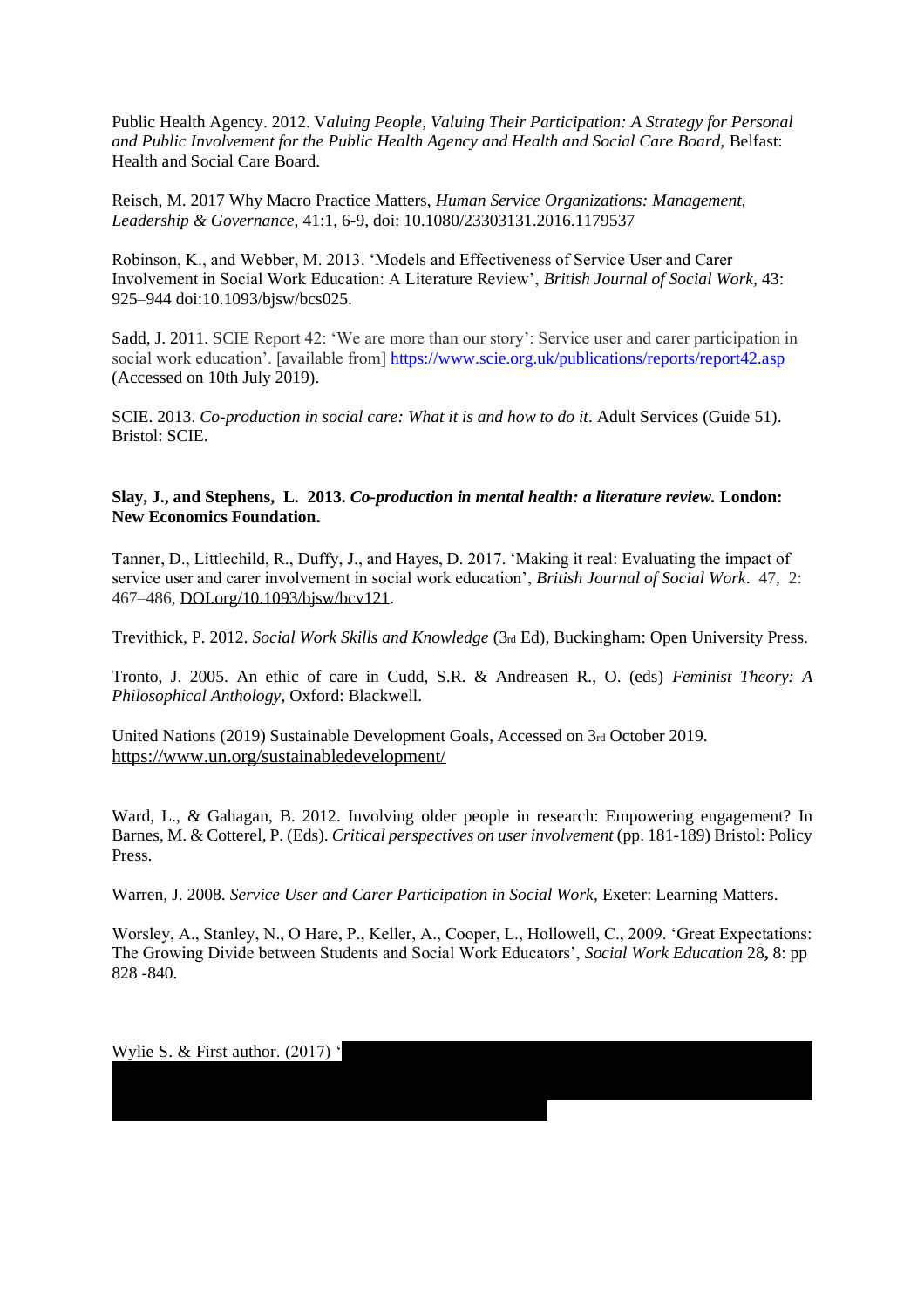Public Health Agency. 2012. V*aluing People, Valuing Their Participation: A Strategy for Personal and Public Involvement for the Public Health Agency and Health and Social Care Board,* Belfast: Health and Social Care Board.

Reisch, M. 2017 Why Macro Practice Matters, *Human Service Organizations: Management, Leadership & Governance*, 41:1, 6-9, doi: 10.1080/23303131.2016.1179537

Robinson, K., and Webber, M. 2013. 'Models and Effectiveness of Service User and Carer Involvement in Social Work Education: A Literature Review', *British Journal of Social Work*, 43: 925–944 doi:10.1093/bjsw/bcs025.

Sadd, J. 2011. SCIE Report 42: 'We are more than our story': Service user and carer participation in social work education'. [available from] https://www.scie.org.uk/publications/reports/report42.asp (Accessed on 10th July 2019).

SCIE. 2013. *Co-production in social care: What it is and how to do it*. Adult Services (Guide 51). Bristol: SCIE.

**Slay, J., and Stephens, L. 2013. *Co-production in mental health: a literature review.* London: New Economics Foundation.**

Tanner, D., Littlechild, R., Duffy, J., and Hayes, D. 2017. 'Making it real: Evaluating the impact of service user and carer involvement in social work education', *British Journal of Social Work*. 47, 2: 467–486, DOI.org/10.1093/bjsw/bcv121.

Trevithick, P. 2012. *Social Work Skills and Knowledge* (3rd Ed), Buckingham: Open University Press.

Tronto, J. 2005. An ethic of care in Cudd, S.R. & Andreasen R., O. (eds) *Feminist Theory: A Philosophical Anthology*, Oxford: Blackwell.

United Nations (2019) Sustainable Development Goals, Accessed on 3rd October 2019. https://www.un.org/sustainabledevelopment/

Ward, L., & Gahagan, B. 2012. Involving older people in research: Empowering engagement? In Barnes, M. & Cotterel, P. (Eds). *Critical perspectives on user involvement* (pp. 181-189) Bristol: Policy Press.

Warren, J. 2008. *Service User and Carer Participation in Social Work,* Exeter: Learning Matters.

Worsley, A., Stanley, N., O Hare, P., Keller, A., Cooper, L., Hollowell, C., 2009. 'Great Expectations: The Growing Divide between Students and Social Work Educators', *Social Work Education* 28**,** 8: pp 828 -840.

Wylie S. & First author. (2017) '